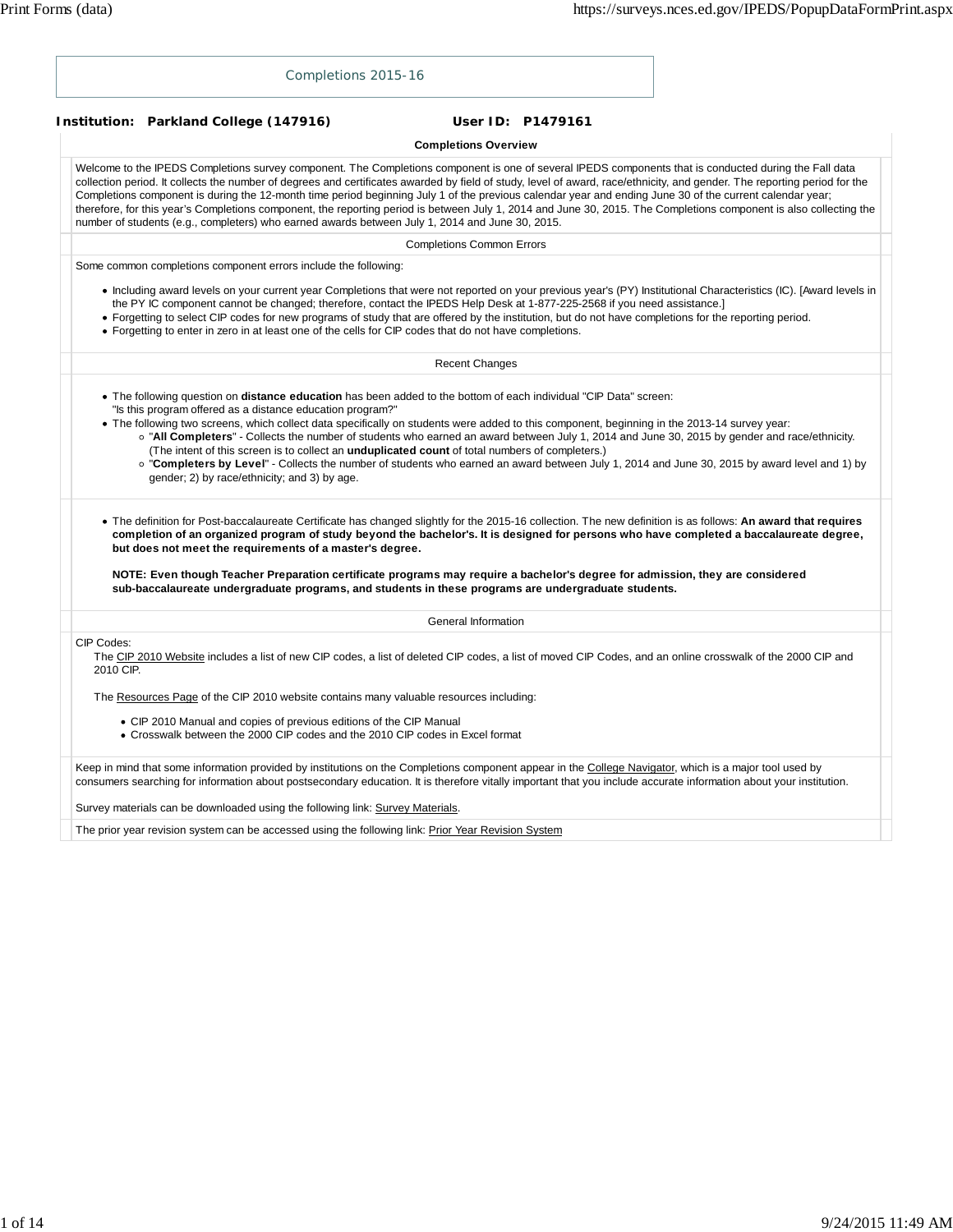# Completions 2015-16

**Institution: Parkland College (147916)** **User ID: P1479161**

## Completions Overview

Welcome to the IPEDS Completions survey component. The Completions component is one of several IPEDS components that is conducted during the Fall data collection period. It collects the number of degrees and certificates awarded by field of study, level of award, race/ethnicity, and gender. The reporting period for the Completions component is during the 12-month time period beginning July 1 of the previous calendar year and ending June 30 of the current calendar year; therefore, for this year's Completions component, the reporting period is between July 1, 2014 and June 30, 2015. The Completions component is also collecting the number of students (e.g., completers) who earned awards between July 1, 2014 and June 30, 2015.

## Completions Common Errors

Some common completions component errors include the following:

- Including award levels on your current year Completions that were not reported on your previous year's (PY) Institutional Characteristics (IC). [Award levels in the PY IC component cannot be changed; therefore, contact the IPEDS Help Desk at 1-877-225-2568 if you need assistance.]
- Forgetting to select CIP codes for new programs of study that are offered by the institution, but do not have completions for the reporting period.
- Forgetting to enter in zero in at least one of the cells for CIP codes that do not have completions.

## Recent Changes

- The following question on **distance education** has been added to the bottom of each individual "CIP Data" screen: "Is this program offered as a distance education program?"
- The following two screens, which collect data specifically on students were added to this component, beginning in the 2013-14 survey year:
  - "**All Completers**" - Collects the number of students who earned an award between July 1, 2014 and June 30, 2015 by gender and race/ethnicity. (The intent of this screen is to collect an **unduplicated count** of total numbers of completers.)
  - "**Completers by Level**" - Collects the number of students who earned an award between July 1, 2014 and June 30, 2015 by award level and 1) by gender; 2) by race/ethnicity; and 3) by age.

- The definition for Post-baccalaureate Certificate has changed slightly for the 2015-16 collection. The new definition is as follows: **An award that requires completion of an organized program of study beyond the bachelor's. It is designed for persons who have completed a baccalaureate degree, but does not meet the requirements of a master's degree.**

  **NOTE: Even though Teacher Preparation certificate programs may require a bachelor's degree for admission, they are considered sub-baccalaureate undergraduate programs, and students in these programs are undergraduate students.**

## General Information

CIP Codes:

The CIP 2010 Website includes a list of new CIP codes, a list of deleted CIP codes, a list of moved CIP Codes, and an online crosswalk of the 2000 CIP and 2010 CIP.

The Resources Page of the CIP 2010 website contains many valuable resources including:

- CIP 2010 Manual and copies of previous editions of the CIP Manual
- Crosswalk between the 2000 CIP codes and the 2010 CIP codes in Excel format

Keep in mind that some information provided by institutions on the Completions component appear in the College Navigator, which is a major tool used by consumers searching for information about postsecondary education. It is therefore vitally important that you include accurate information about your institution.

Survey materials can be downloaded using the following link: Survey Materials.

The prior year revision system can be accessed using the following link: Prior Year Revision System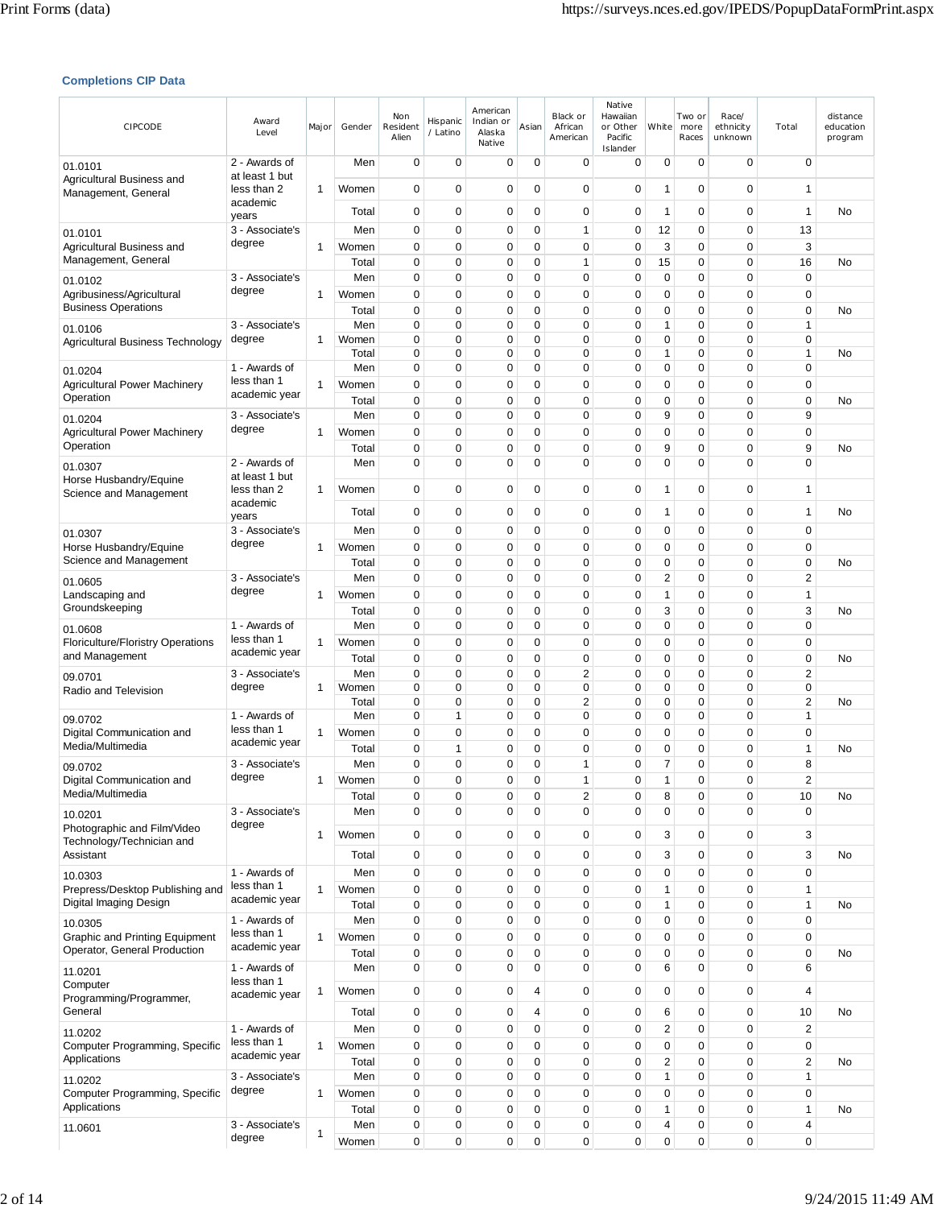### Completions CIP Data

| CIPCODE | Award Level | Major | Gender | Non Resident Alien | Hispanic / Latino | American Indian or Alaska Native | Asian | Black or African American | Native Hawaiian or Other Pacific Islander | White | Two or more Races | Race/ ethnicity unknown | Total | distance education program |
|---|---|---|---|---|---|---|---|---|---|---|---|---|---|---|
| 01.0101 Agricultural Business and Management, General | 2 - Awards of at least 1 but less than 2 academic years | 1 | Men | 0 | 0 | 0 | 0 | 0 | 0 | 0 | 0 | 0 | 0 | |
| | | | Women | 0 | 0 | 0 | 0 | 0 | 0 | 1 | 0 | 0 | 1 | |
| | | | Total | 0 | 0 | 0 | 0 | 0 | 0 | 1 | 0 | 0 | 1 | No |
| 01.0101 Agricultural Business and Management, General | 3 - Associate's degree | 1 | Men | 0 | 0 | 0 | 0 | 1 | 0 | 12 | 0 | 0 | 13 | |
| | | | Women | 0 | 0 | 0 | 0 | 0 | 0 | 3 | 0 | 0 | 3 | |
| | | | Total | 0 | 0 | 0 | 0 | 1 | 0 | 15 | 0 | 0 | 16 | No |
| 01.0102 Agribusiness/Agricultural Business Operations | 3 - Associate's degree | 1 | Men | 0 | 0 | 0 | 0 | 0 | 0 | 0 | 0 | 0 | 0 | |
| | | | Women | 0 | 0 | 0 | 0 | 0 | 0 | 0 | 0 | 0 | 0 | |
| | | | Total | 0 | 0 | 0 | 0 | 0 | 0 | 0 | 0 | 0 | 0 | No |
| 01.0106 Agricultural Business Technology | 3 - Associate's degree | 1 | Men | 0 | 0 | 0 | 0 | 0 | 0 | 1 | 0 | 0 | 1 | |
| | | | Women | 0 | 0 | 0 | 0 | 0 | 0 | 0 | 0 | 0 | 0 | |
| | | | Total | 0 | 0 | 0 | 0 | 0 | 0 | 1 | 0 | 0 | 1 | No |
| 01.0204 Agricultural Power Machinery Operation | 1 - Awards of less than 1 academic year | 1 | Men | 0 | 0 | 0 | 0 | 0 | 0 | 0 | 0 | 0 | 0 | |
| | | | Women | 0 | 0 | 0 | 0 | 0 | 0 | 0 | 0 | 0 | 0 | |
| | | | Total | 0 | 0 | 0 | 0 | 0 | 0 | 0 | 0 | 0 | 0 | No |
| 01.0204 Agricultural Power Machinery Operation | 3 - Associate's degree | 1 | Men | 0 | 0 | 0 | 0 | 0 | 0 | 9 | 0 | 0 | 9 | |
| | | | Women | 0 | 0 | 0 | 0 | 0 | 0 | 0 | 0 | 0 | 0 | |
| | | | Total | 0 | 0 | 0 | 0 | 0 | 0 | 9 | 0 | 0 | 9 | No |
| 01.0307 Horse Husbandry/Equine Science and Management | 2 - Awards of at least 1 but less than 2 academic years | 1 | Men | 0 | 0 | 0 | 0 | 0 | 0 | 0 | 0 | 0 | 0 | |
| | | | Women | 0 | 0 | 0 | 0 | 0 | 0 | 1 | 0 | 0 | 1 | |
| | | | Total | 0 | 0 | 0 | 0 | 0 | 0 | 1 | 0 | 0 | 1 | No |
| 01.0307 Horse Husbandry/Equine Science and Management | 3 - Associate's degree | 1 | Men | 0 | 0 | 0 | 0 | 0 | 0 | 0 | 0 | 0 | 0 | |
| | | | Women | 0 | 0 | 0 | 0 | 0 | 0 | 0 | 0 | 0 | 0 | |
| | | | Total | 0 | 0 | 0 | 0 | 0 | 0 | 0 | 0 | 0 | 0 | No |
| 01.0605 Landscaping and Groundskeeping | 3 - Associate's degree | 1 | Men | 0 | 0 | 0 | 0 | 0 | 0 | 2 | 0 | 0 | 2 | |
| | | | Women | 0 | 0 | 0 | 0 | 0 | 0 | 1 | 0 | 0 | 1 | |
| | | | Total | 0 | 0 | 0 | 0 | 0 | 0 | 3 | 0 | 0 | 3 | No |
| 01.0608 Floriculture/Floristry Operations and Management | 1 - Awards of less than 1 academic year | 1 | Men | 0 | 0 | 0 | 0 | 0 | 0 | 0 | 0 | 0 | 0 | |
| | | | Women | 0 | 0 | 0 | 0 | 0 | 0 | 0 | 0 | 0 | 0 | |
| | | | Total | 0 | 0 | 0 | 0 | 0 | 0 | 0 | 0 | 0 | 0 | No |
| 09.0701 Radio and Television | 3 - Associate's degree | 1 | Men | 0 | 0 | 0 | 0 | 2 | 0 | 0 | 0 | 0 | 2 | |
| | | | Women | 0 | 0 | 0 | 0 | 0 | 0 | 0 | 0 | 0 | 0 | |
| | | | Total | 0 | 0 | 0 | 0 | 2 | 0 | 0 | 0 | 0 | 2 | No |
| 09.0702 Digital Communication and Media/Multimedia | 1 - Awards of less than 1 academic year | 1 | Men | 0 | 1 | 0 | 0 | 0 | 0 | 0 | 0 | 0 | 1 | |
| | | | Women | 0 | 0 | 0 | 0 | 0 | 0 | 0 | 0 | 0 | 0 | |
| | | | Total | 0 | 1 | 0 | 0 | 0 | 0 | 0 | 0 | 0 | 1 | No |
| 09.0702 Digital Communication and Media/Multimedia | 3 - Associate's degree | 1 | Men | 0 | 0 | 0 | 0 | 1 | 0 | 7 | 0 | 0 | 8 | |
| | | | Women | 0 | 0 | 0 | 0 | 1 | 0 | 1 | 0 | 0 | 2 | |
| | | | Total | 0 | 0 | 0 | 0 | 2 | 0 | 8 | 0 | 0 | 10 | No |
| 10.0201 Photographic and Film/Video Technology/Technician and Assistant | 3 - Associate's degree | 1 | Men | 0 | 0 | 0 | 0 | 0 | 0 | 0 | 0 | 0 | 0 | |
| | | | Women | 0 | 0 | 0 | 0 | 0 | 0 | 3 | 0 | 0 | 3 | |
| | | | Total | 0 | 0 | 0 | 0 | 0 | 0 | 3 | 0 | 0 | 3 | No |
| 10.0303 Prepress/Desktop Publishing and Digital Imaging Design | 1 - Awards of less than 1 academic year | 1 | Men | 0 | 0 | 0 | 0 | 0 | 0 | 0 | 0 | 0 | 0 | |
| | | | Women | 0 | 0 | 0 | 0 | 0 | 0 | 1 | 0 | 0 | 1 | |
| | | | Total | 0 | 0 | 0 | 0 | 0 | 0 | 1 | 0 | 0 | 1 | No |
| 10.0305 Graphic and Printing Equipment Operator, General Production | 1 - Awards of less than 1 academic year | 1 | Men | 0 | 0 | 0 | 0 | 0 | 0 | 0 | 0 | 0 | 0 | |
| | | | Women | 0 | 0 | 0 | 0 | 0 | 0 | 0 | 0 | 0 | 0 | |
| | | | Total | 0 | 0 | 0 | 0 | 0 | 0 | 0 | 0 | 0 | 0 | No |
| 11.0201 Computer Programming/Programmer, General | 1 - Awards of less than 1 academic year | 1 | Men | 0 | 0 | 0 | 0 | 0 | 0 | 6 | 0 | 0 | 6 | |
| | | | Women | 0 | 0 | 0 | 4 | 0 | 0 | 0 | 0 | 0 | 4 | |
| | | | Total | 0 | 0 | 0 | 4 | 0 | 0 | 6 | 0 | 0 | 10 | No |
| 11.0202 Computer Programming, Specific Applications | 1 - Awards of less than 1 academic year | 1 | Men | 0 | 0 | 0 | 0 | 0 | 0 | 2 | 0 | 0 | 2 | |
| | | | Women | 0 | 0 | 0 | 0 | 0 | 0 | 0 | 0 | 0 | 0 | |
| | | | Total | 0 | 0 | 0 | 0 | 0 | 0 | 2 | 0 | 0 | 2 | No |
| 11.0202 Computer Programming, Specific Applications | 3 - Associate's degree | 1 | Men | 0 | 0 | 0 | 0 | 0 | 0 | 1 | 0 | 0 | 1 | |
| | | | Women | 0 | 0 | 0 | 0 | 0 | 0 | 0 | 0 | 0 | 0 | |
| | | | Total | 0 | 0 | 0 | 0 | 0 | 0 | 1 | 0 | 0 | 1 | No |
| 11.0601 | 3 - Associate's degree | 1 | Men | 0 | 0 | 0 | 0 | 0 | 0 | 4 | 0 | 0 | 4 | |
| | | | Women | 0 | 0 | 0 | 0 | 0 | 0 | 0 | 0 | 0 | 0 | |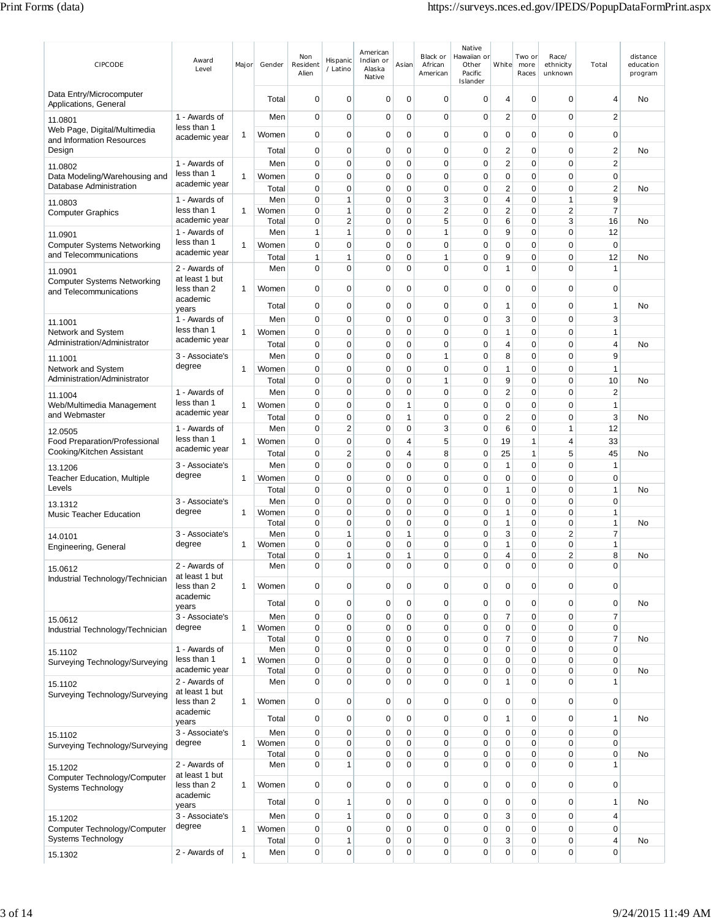| CIPCODE | Award Level | Major | Gender | Non Resident Alien | Hispanic / Latino | American Indian or Alaska Native | Asian | Black or African American | Native Hawaiian or Other Pacific Islander | White | Two or more Races | Race/ ethnicity unknown | Total | distance education program |
|---|---|---|---|---|---|---|---|---|---|---|---|---|---|---|
| Data Entry/Microcomputer Applications, General | | | Total | 0 | 0 | 0 | 0 | 0 | 0 | 4 | 0 | 0 | 4 | No |
| 11.0801 Web Page, Digital/Multimedia and Information Resources Design | 1 - Awards of less than 1 academic year | 1 | Men | 0 | 0 | 0 | 0 | 0 | 0 | 2 | 0 | 0 | 2 | |
| | | | Women | 0 | 0 | 0 | 0 | 0 | 0 | 0 | 0 | 0 | 0 | |
| | | | Total | 0 | 0 | 0 | 0 | 0 | 0 | 2 | 0 | 0 | 2 | No |
| 11.0802 Data Modeling/Warehousing and Database Administration | 1 - Awards of less than 1 academic year | 1 | Men | 0 | 0 | 0 | 0 | 0 | 0 | 2 | 0 | 0 | 2 | |
| | | | Women | 0 | 0 | 0 | 0 | 0 | 0 | 0 | 0 | 0 | 0 | |
| | | | Total | 0 | 0 | 0 | 0 | 0 | 0 | 2 | 0 | 0 | 2 | No |
| 11.0803 Computer Graphics | 1 - Awards of less than 1 academic year | 1 | Men | 0 | 1 | 0 | 0 | 3 | 0 | 4 | 0 | 1 | 9 | |
| | | | Women | 0 | 1 | 0 | 0 | 2 | 0 | 2 | 0 | 2 | 7 | |
| | | | Total | 0 | 2 | 0 | 0 | 5 | 0 | 6 | 0 | 3 | 16 | No |
| 11.0901 Computer Systems Networking and Telecommunications | 1 - Awards of less than 1 academic year | 1 | Men | 1 | 1 | 0 | 0 | 1 | 0 | 9 | 0 | 0 | 12 | |
| | | | Women | 0 | 0 | 0 | 0 | 0 | 0 | 0 | 0 | 0 | 0 | |
| | | | Total | 1 | 1 | 0 | 0 | 1 | 0 | 9 | 0 | 0 | 12 | No |
| 11.0901 Computer Systems Networking and Telecommunications | 2 - Awards of at least 1 but less than 2 academic years | 1 | Men | 0 | 0 | 0 | 0 | 0 | 0 | 1 | 0 | 0 | 1 | |
| | | | Women | 0 | 0 | 0 | 0 | 0 | 0 | 0 | 0 | 0 | 0 | |
| | | | Total | 0 | 0 | 0 | 0 | 0 | 0 | 1 | 0 | 0 | 1 | No |
| 11.1001 Network and System Administration/Administrator | 1 - Awards of less than 1 academic year | 1 | Men | 0 | 0 | 0 | 0 | 0 | 0 | 3 | 0 | 0 | 3 | |
| | | | Women | 0 | 0 | 0 | 0 | 0 | 0 | 1 | 0 | 0 | 1 | |
| | | | Total | 0 | 0 | 0 | 0 | 0 | 0 | 4 | 0 | 0 | 4 | No |
| 11.1001 Network and System Administration/Administrator | 3 - Associate's degree | 1 | Men | 0 | 0 | 0 | 0 | 1 | 0 | 8 | 0 | 0 | 9 | |
| | | | Women | 0 | 0 | 0 | 0 | 0 | 0 | 1 | 0 | 0 | 1 | |
| | | | Total | 0 | 0 | 0 | 0 | 1 | 0 | 9 | 0 | 0 | 10 | No |
| 11.1004 Web/Multimedia Management and Webmaster | 1 - Awards of less than 1 academic year | 1 | Men | 0 | 0 | 0 | 0 | 0 | 0 | 2 | 0 | 0 | 2 | |
| | | | Women | 0 | 0 | 0 | 1 | 0 | 0 | 0 | 0 | 0 | 1 | |
| | | | Total | 0 | 0 | 0 | 1 | 0 | 0 | 2 | 0 | 0 | 3 | No |
| 12.0505 Food Preparation/Professional Cooking/Kitchen Assistant | 1 - Awards of less than 1 academic year | 1 | Men | 0 | 2 | 0 | 0 | 3 | 0 | 6 | 0 | 1 | 12 | |
| | | | Women | 0 | 0 | 0 | 4 | 5 | 0 | 19 | 1 | 4 | 33 | |
| | | | Total | 0 | 2 | 0 | 4 | 8 | 0 | 25 | 1 | 5 | 45 | No |
| 13.1206 Teacher Education, Multiple Levels | 3 - Associate's degree | 1 | Men | 0 | 0 | 0 | 0 | 0 | 0 | 1 | 0 | 0 | 1 | |
| | | | Women | 0 | 0 | 0 | 0 | 0 | 0 | 0 | 0 | 0 | 0 | |
| | | | Total | 0 | 0 | 0 | 0 | 0 | 0 | 1 | 0 | 0 | 1 | No |
| 13.1312 Music Teacher Education | 3 - Associate's degree | 1 | Men | 0 | 0 | 0 | 0 | 0 | 0 | 0 | 0 | 0 | 0 | |
| | | | Women | 0 | 0 | 0 | 0 | 0 | 0 | 1 | 0 | 0 | 1 | |
| | | | Total | 0 | 0 | 0 | 0 | 0 | 0 | 1 | 0 | 0 | 1 | No |
| 14.0101 Engineering, General | 3 - Associate's degree | 1 | Men | 0 | 1 | 0 | 1 | 0 | 0 | 3 | 0 | 2 | 7 | |
| | | | Women | 0 | 0 | 0 | 0 | 0 | 0 | 1 | 0 | 0 | 1 | |
| | | | Total | 0 | 1 | 0 | 1 | 0 | 0 | 4 | 0 | 2 | 8 | No |
| 15.0612 Industrial Technology/Technician | 2 - Awards of at least 1 but less than 2 academic years | 1 | Men | 0 | 0 | 0 | 0 | 0 | 0 | 0 | 0 | 0 | 0 | |
| | | | Women | 0 | 0 | 0 | 0 | 0 | 0 | 0 | 0 | 0 | 0 | |
| | | | Total | 0 | 0 | 0 | 0 | 0 | 0 | 0 | 0 | 0 | 0 | No |
| 15.0612 Industrial Technology/Technician | 3 - Associate's degree | 1 | Men | 0 | 0 | 0 | 0 | 0 | 0 | 7 | 0 | 0 | 7 | |
| | | | Women | 0 | 0 | 0 | 0 | 0 | 0 | 0 | 0 | 0 | 0 | |
| | | | Total | 0 | 0 | 0 | 0 | 0 | 0 | 7 | 0 | 0 | 7 | No |
| 15.1102 Surveying Technology/Surveying | 1 - Awards of less than 1 academic year | 1 | Men | 0 | 0 | 0 | 0 | 0 | 0 | 0 | 0 | 0 | 0 | |
| | | | Women | 0 | 0 | 0 | 0 | 0 | 0 | 0 | 0 | 0 | 0 | |
| | | | Total | 0 | 0 | 0 | 0 | 0 | 0 | 0 | 0 | 0 | 0 | No |
| 15.1102 Surveying Technology/Surveying | 2 - Awards of at least 1 but less than 2 academic years | 1 | Men | 0 | 0 | 0 | 0 | 0 | 0 | 1 | 0 | 0 | 1 | |
| | | | Women | 0 | 0 | 0 | 0 | 0 | 0 | 0 | 0 | 0 | 0 | |
| | | | Total | 0 | 0 | 0 | 0 | 0 | 0 | 1 | 0 | 0 | 1 | No |
| 15.1102 Surveying Technology/Surveying | 3 - Associate's degree | 1 | Men | 0 | 0 | 0 | 0 | 0 | 0 | 0 | 0 | 0 | 0 | |
| | | | Women | 0 | 0 | 0 | 0 | 0 | 0 | 0 | 0 | 0 | 0 | |
| | | | Total | 0 | 0 | 0 | 0 | 0 | 0 | 0 | 0 | 0 | 0 | No |
| 15.1202 Computer Technology/Computer Systems Technology | 2 - Awards of at least 1 but less than 2 academic years | 1 | Men | 0 | 1 | 0 | 0 | 0 | 0 | 0 | 0 | 0 | 1 | |
| | | | Women | 0 | 0 | 0 | 0 | 0 | 0 | 0 | 0 | 0 | 0 | |
| | | | Total | 0 | 1 | 0 | 0 | 0 | 0 | 0 | 0 | 0 | 1 | No |
| 15.1202 Computer Technology/Computer Systems Technology | 3 - Associate's degree | 1 | Men | 0 | 1 | 0 | 0 | 0 | 0 | 3 | 0 | 0 | 4 | |
| | | | Women | 0 | 0 | 0 | 0 | 0 | 0 | 0 | 0 | 0 | 0 | |
| | | | Total | 0 | 1 | 0 | 0 | 0 | 0 | 3 | 0 | 0 | 4 | No |
| 15.1302 | 2 - Awards of | 1 | Men | 0 | 0 | 0 | 0 | 0 | 0 | 0 | 0 | 0 | 0 | |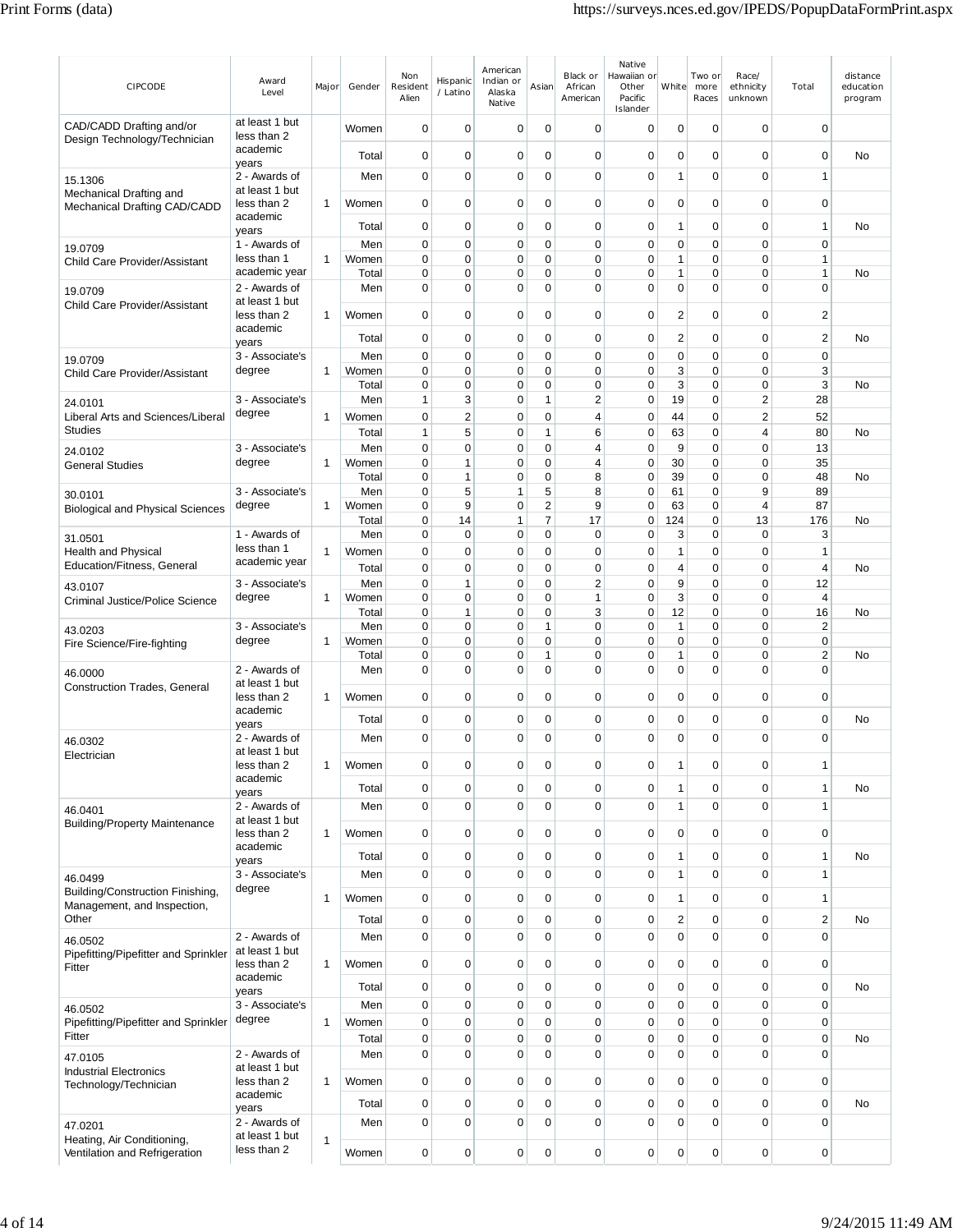| CIPCODE | Award Level | Major | Gender | Non Resident Alien | Hispanic / Latino | American Indian or Alaska Native | Asian | Black or African American | Native Hawaiian or Other Pacific Islander | White | Two or more Races | Race/ ethnicity unknown | Total | distance education program |
|---|---|---|---|---|---|---|---|---|---|---|---|---|---|---|
| CAD/CADD Drafting and/or Design Technology/Technician | at least 1 but less than 2 academic years | | Women | 0 | 0 | 0 | 0 | 0 | 0 | 0 | 0 | 0 | 0 | |
| | | | Total | 0 | 0 | 0 | 0 | 0 | 0 | 0 | 0 | 0 | 0 | No |
| 15.1306 Mechanical Drafting and Mechanical Drafting CAD/CADD | 2 - Awards of at least 1 but less than 2 academic years | 1 | Men | 0 | 0 | 0 | 0 | 0 | 0 | 1 | 0 | 0 | 1 | |
| | | | Women | 0 | 0 | 0 | 0 | 0 | 0 | 0 | 0 | 0 | 0 | |
| | | | Total | 0 | 0 | 0 | 0 | 0 | 0 | 1 | 0 | 0 | 1 | No |
| 19.0709 Child Care Provider/Assistant | 1 - Awards of less than 1 academic year | 1 | Men | 0 | 0 | 0 | 0 | 0 | 0 | 0 | 0 | 0 | 0 | |
| | | | Women | 0 | 0 | 0 | 0 | 0 | 0 | 1 | 0 | 0 | 1 | |
| | | | Total | 0 | 0 | 0 | 0 | 0 | 0 | 1 | 0 | 0 | 1 | No |
| 19.0709 Child Care Provider/Assistant | 2 - Awards of at least 1 but less than 2 academic years | 1 | Men | 0 | 0 | 0 | 0 | 0 | 0 | 0 | 0 | 0 | 0 | |
| | | | Women | 0 | 0 | 0 | 0 | 0 | 0 | 2 | 0 | 0 | 2 | |
| | | | Total | 0 | 0 | 0 | 0 | 0 | 0 | 2 | 0 | 0 | 2 | No |
| 19.0709 Child Care Provider/Assistant | 3 - Associate's degree | 1 | Men | 0 | 0 | 0 | 0 | 0 | 0 | 0 | 0 | 0 | 0 | |
| | | | Women | 0 | 0 | 0 | 0 | 0 | 0 | 3 | 0 | 0 | 3 | |
| | | | Total | 0 | 0 | 0 | 0 | 0 | 0 | 3 | 0 | 0 | 3 | No |
| 24.0101 Liberal Arts and Sciences/Liberal Studies | 3 - Associate's degree | 1 | Men | 1 | 3 | 0 | 1 | 2 | 0 | 19 | 0 | 2 | 28 | |
| | | | Women | 0 | 2 | 0 | 0 | 4 | 0 | 44 | 0 | 2 | 52 | |
| | | | Total | 1 | 5 | 0 | 1 | 6 | 0 | 63 | 0 | 4 | 80 | No |
| 24.0102 General Studies | 3 - Associate's degree | 1 | Men | 0 | 0 | 0 | 0 | 4 | 0 | 9 | 0 | 0 | 13 | |
| | | | Women | 0 | 1 | 0 | 0 | 4 | 0 | 30 | 0 | 0 | 35 | |
| | | | Total | 0 | 1 | 0 | 0 | 8 | 0 | 39 | 0 | 0 | 48 | No |
| 30.0101 Biological and Physical Sciences | 3 - Associate's degree | 1 | Men | 0 | 5 | 1 | 5 | 8 | 0 | 61 | 0 | 9 | 89 | |
| | | | Women | 0 | 9 | 0 | 2 | 9 | 0 | 63 | 0 | 4 | 87 | |
| | | | Total | 0 | 14 | 1 | 7 | 17 | 0 | 124 | 0 | 13 | 176 | No |
| 31.0501 Health and Physical Education/Fitness, General | 1 - Awards of less than 1 academic year | 1 | Men | 0 | 0 | 0 | 0 | 0 | 0 | 3 | 0 | 0 | 3 | |
| | | | Women | 0 | 0 | 0 | 0 | 0 | 0 | 1 | 0 | 0 | 1 | |
| | | | Total | 0 | 0 | 0 | 0 | 0 | 0 | 4 | 0 | 0 | 4 | No |
| 43.0107 Criminal Justice/Police Science | 3 - Associate's degree | 1 | Men | 0 | 1 | 0 | 0 | 2 | 0 | 9 | 0 | 0 | 12 | |
| | | | Women | 0 | 0 | 0 | 0 | 1 | 0 | 3 | 0 | 0 | 4 | |
| | | | Total | 0 | 1 | 0 | 0 | 3 | 0 | 12 | 0 | 0 | 16 | No |
| 43.0203 Fire Science/Fire-fighting | 3 - Associate's degree | 1 | Men | 0 | 0 | 0 | 1 | 0 | 0 | 1 | 0 | 0 | 2 | |
| | | | Women | 0 | 0 | 0 | 0 | 0 | 0 | 0 | 0 | 0 | 0 | |
| | | | Total | 0 | 0 | 0 | 1 | 0 | 0 | 1 | 0 | 0 | 2 | No |
| 46.0000 Construction Trades, General | 2 - Awards of at least 1 but less than 2 academic years | 1 | Men | 0 | 0 | 0 | 0 | 0 | 0 | 0 | 0 | 0 | 0 | |
| | | | Women | 0 | 0 | 0 | 0 | 0 | 0 | 0 | 0 | 0 | 0 | |
| | | | Total | 0 | 0 | 0 | 0 | 0 | 0 | 0 | 0 | 0 | 0 | No |
| 46.0302 Electrician | 2 - Awards of at least 1 but less than 2 academic years | 1 | Men | 0 | 0 | 0 | 0 | 0 | 0 | 0 | 0 | 0 | 0 | |
| | | | Women | 0 | 0 | 0 | 0 | 0 | 0 | 1 | 0 | 0 | 1 | |
| | | | Total | 0 | 0 | 0 | 0 | 0 | 0 | 1 | 0 | 0 | 1 | No |
| 46.0401 Building/Property Maintenance | 2 - Awards of at least 1 but less than 2 academic years | 1 | Men | 0 | 0 | 0 | 0 | 0 | 0 | 1 | 0 | 0 | 1 | |
| | | | Women | 0 | 0 | 0 | 0 | 0 | 0 | 0 | 0 | 0 | 0 | |
| | | | Total | 0 | 0 | 0 | 0 | 0 | 0 | 1 | 0 | 0 | 1 | No |
| 46.0499 Building/Construction Finishing, Management, and Inspection, Other | 3 - Associate's degree | 1 | Men | 0 | 0 | 0 | 0 | 0 | 0 | 1 | 0 | 0 | 1 | |
| | | | Women | 0 | 0 | 0 | 0 | 0 | 0 | 1 | 0 | 0 | 1 | |
| | | | Total | 0 | 0 | 0 | 0 | 0 | 0 | 2 | 0 | 0 | 2 | No |
| 46.0502 Pipefitting/Pipefitter and Sprinkler Fitter | 2 - Awards of at least 1 but less than 2 academic years | 1 | Men | 0 | 0 | 0 | 0 | 0 | 0 | 0 | 0 | 0 | 0 | |
| | | | Women | 0 | 0 | 0 | 0 | 0 | 0 | 0 | 0 | 0 | 0 | |
| | | | Total | 0 | 0 | 0 | 0 | 0 | 0 | 0 | 0 | 0 | 0 | No |
| 46.0502 Pipefitting/Pipefitter and Sprinkler Fitter | 3 - Associate's degree | 1 | Men | 0 | 0 | 0 | 0 | 0 | 0 | 0 | 0 | 0 | 0 | |
| | | | Women | 0 | 0 | 0 | 0 | 0 | 0 | 0 | 0 | 0 | 0 | |
| | | | Total | 0 | 0 | 0 | 0 | 0 | 0 | 0 | 0 | 0 | 0 | No |
| 47.0105 Industrial Electronics Technology/Technician | 2 - Awards of at least 1 but less than 2 academic years | 1 | Men | 0 | 0 | 0 | 0 | 0 | 0 | 0 | 0 | 0 | 0 | |
| | | | Women | 0 | 0 | 0 | 0 | 0 | 0 | 0 | 0 | 0 | 0 | |
| | | | Total | 0 | 0 | 0 | 0 | 0 | 0 | 0 | 0 | 0 | 0 | No |
| 47.0201 Heating, Air Conditioning, Ventilation and Refrigeration | 2 - Awards of at least 1 but less than 2 | 1 | Men | 0 | 0 | 0 | 0 | 0 | 0 | 0 | 0 | 0 | 0 | |
| | | | Women | 0 | 0 | 0 | 0 | 0 | 0 | 0 | 0 | 0 | 0 | |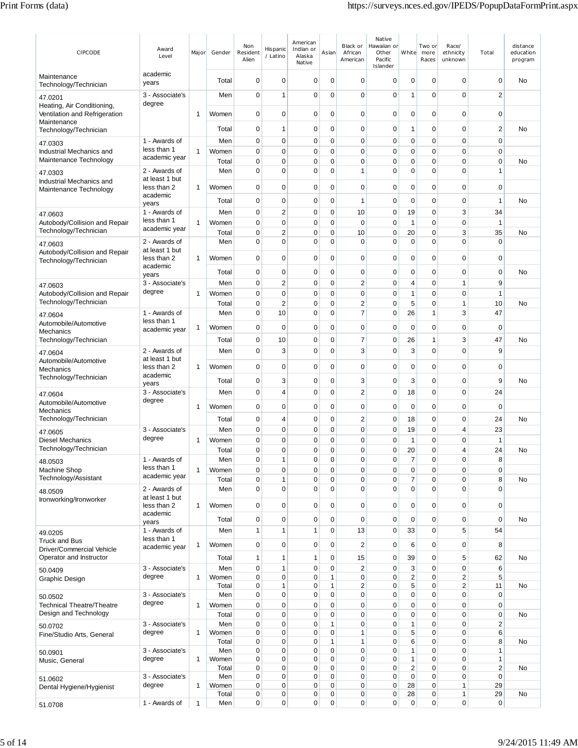| CIPCODE | Award Level | Major | Gender | Non Resident Alien | Hispanic / Latino | American Indian or Alaska Native | Asian | Black or African American | Native Hawaiian or Other Pacific Islander | White | Two or more Races | Race/ ethnicity unknown | Total | distance education program |
|---|---|---|---|---|---|---|---|---|---|---|---|---|---|---|
| Maintenance Technology/Technician | academic years | | Total | 0 | 0 | 0 | 0 | 0 | 0 | 0 | 0 | 0 | 0 | No |
| 47.0201 Heating, Air Conditioning, Ventilation and Refrigeration Maintenance Technology/Technician | 3 - Associate's degree | 1 | Men | 0 | 1 | 0 | 0 | 0 | 0 | 1 | 0 | 0 | 2 | |
| | | | Women | 0 | 0 | 0 | 0 | 0 | 0 | 0 | 0 | 0 | 0 | |
| | | | Total | 0 | 1 | 0 | 0 | 0 | 0 | 1 | 0 | 0 | 2 | No |
| 47.0303 Industrial Mechanics and Maintenance Technology | 1 - Awards of less than 1 academic year | 1 | Men | 0 | 0 | 0 | 0 | 0 | 0 | 0 | 0 | 0 | 0 | |
| | | | Women | 0 | 0 | 0 | 0 | 0 | 0 | 0 | 0 | 0 | 0 | |
| | | | Total | 0 | 0 | 0 | 0 | 0 | 0 | 0 | 0 | 0 | 0 | No |
| 47.0303 Industrial Mechanics and Maintenance Technology | 2 - Awards of at least 1 but less than 2 academic years | 1 | Men | 0 | 0 | 0 | 0 | 1 | 0 | 0 | 0 | 0 | 1 | |
| | | | Women | 0 | 0 | 0 | 0 | 0 | 0 | 0 | 0 | 0 | 0 | |
| | | | Total | 0 | 0 | 0 | 0 | 1 | 0 | 0 | 0 | 0 | 1 | No |
| 47.0603 Autobody/Collision and Repair Technology/Technician | 1 - Awards of less than 1 academic year | 1 | Men | 0 | 2 | 0 | 0 | 10 | 0 | 19 | 0 | 3 | 34 | |
| | | | Women | 0 | 0 | 0 | 0 | 0 | 0 | 1 | 0 | 0 | 1 | |
| | | | Total | 0 | 2 | 0 | 0 | 10 | 0 | 20 | 0 | 3 | 35 | No |
| 47.0603 Autobody/Collision and Repair Technology/Technician | 2 - Awards of at least 1 but less than 2 academic years | 1 | Men | 0 | 0 | 0 | 0 | 0 | 0 | 0 | 0 | 0 | 0 | |
| | | | Women | 0 | 0 | 0 | 0 | 0 | 0 | 0 | 0 | 0 | 0 | |
| | | | Total | 0 | 0 | 0 | 0 | 0 | 0 | 0 | 0 | 0 | 0 | No |
| 47.0603 Autobody/Collision and Repair Technology/Technician | 3 - Associate's degree | 1 | Men | 0 | 2 | 0 | 0 | 2 | 0 | 4 | 0 | 1 | 9 | |
| | | | Women | 0 | 0 | 0 | 0 | 0 | 0 | 1 | 0 | 0 | 1 | |
| | | | Total | 0 | 2 | 0 | 0 | 2 | 0 | 5 | 0 | 1 | 10 | No |
| 47.0604 Automobile/Automotive Mechanics Technology/Technician | 1 - Awards of less than 1 academic year | 1 | Men | 0 | 10 | 0 | 0 | 7 | 0 | 26 | 1 | 3 | 47 | |
| | | | Women | 0 | 0 | 0 | 0 | 0 | 0 | 0 | 0 | 0 | 0 | |
| | | | Total | 0 | 10 | 0 | 0 | 7 | 0 | 26 | 1 | 3 | 47 | No |
| 47.0604 Automobile/Automotive Mechanics Technology/Technician | 2 - Awards of at least 1 but less than 2 academic years | 1 | Men | 0 | 3 | 0 | 0 | 3 | 0 | 3 | 0 | 0 | 9 | |
| | | | Women | 0 | 0 | 0 | 0 | 0 | 0 | 0 | 0 | 0 | 0 | |
| | | | Total | 0 | 3 | 0 | 0 | 3 | 0 | 3 | 0 | 0 | 9 | No |
| 47.0604 Automobile/Automotive Mechanics Technology/Technician | 3 - Associate's degree | 1 | Men | 0 | 4 | 0 | 0 | 2 | 0 | 18 | 0 | 0 | 24 | |
| | | | Women | 0 | 0 | 0 | 0 | 0 | 0 | 0 | 0 | 0 | 0 | |
| | | | Total | 0 | 4 | 0 | 0 | 2 | 0 | 18 | 0 | 0 | 24 | No |
| 47.0605 Diesel Mechanics Technology/Technician | 3 - Associate's degree | 1 | Men | 0 | 0 | 0 | 0 | 0 | 0 | 19 | 0 | 4 | 23 | |
| | | | Women | 0 | 0 | 0 | 0 | 0 | 0 | 1 | 0 | 0 | 1 | |
| | | | Total | 0 | 0 | 0 | 0 | 0 | 0 | 20 | 0 | 4 | 24 | No |
| 48.0503 Machine Shop Technology/Assistant | 1 - Awards of less than 1 academic year | 1 | Men | 0 | 1 | 0 | 0 | 0 | 0 | 7 | 0 | 0 | 8 | |
| | | | Women | 0 | 0 | 0 | 0 | 0 | 0 | 0 | 0 | 0 | 0 | |
| | | | Total | 0 | 1 | 0 | 0 | 0 | 0 | 7 | 0 | 0 | 8 | No |
| 48.0509 Ironworking/Ironworker | 2 - Awards of at least 1 but less than 2 academic years | 1 | Men | 0 | 0 | 0 | 0 | 0 | 0 | 0 | 0 | 0 | 0 | |
| | | | Women | 0 | 0 | 0 | 0 | 0 | 0 | 0 | 0 | 0 | 0 | |
| | | | Total | 0 | 0 | 0 | 0 | 0 | 0 | 0 | 0 | 0 | 0 | No |
| 49.0205 Truck and Bus Driver/Commercial Vehicle Operator and Instructor | 1 - Awards of less than 1 academic year | 1 | Men | 1 | 1 | 1 | 0 | 13 | 0 | 33 | 0 | 5 | 54 | |
| | | | Women | 0 | 0 | 0 | 0 | 2 | 0 | 6 | 0 | 0 | 8 | |
| | | | Total | 1 | 1 | 1 | 0 | 15 | 0 | 39 | 0 | 5 | 62 | No |
| 50.0409 Graphic Design | 3 - Associate's degree | 1 | Men | 0 | 1 | 0 | 0 | 2 | 0 | 3 | 0 | 0 | 6 | |
| | | | Women | 0 | 0 | 0 | 1 | 0 | 0 | 2 | 0 | 2 | 5 | |
| | | | Total | 0 | 1 | 0 | 1 | 2 | 0 | 5 | 0 | 2 | 11 | No |
| 50.0502 Technical Theatre/Theatre Design and Technology | 3 - Associate's degree | 1 | Men | 0 | 0 | 0 | 0 | 0 | 0 | 0 | 0 | 0 | 0 | |
| | | | Women | 0 | 0 | 0 | 0 | 0 | 0 | 0 | 0 | 0 | 0 | |
| | | | Total | 0 | 0 | 0 | 0 | 0 | 0 | 0 | 0 | 0 | 0 | No |
| 50.0702 Fine/Studio Arts, General | 3 - Associate's degree | 1 | Men | 0 | 0 | 0 | 1 | 0 | 0 | 1 | 0 | 0 | 2 | |
| | | | Women | 0 | 0 | 0 | 0 | 1 | 0 | 5 | 0 | 0 | 6 | |
| | | | Total | 0 | 0 | 0 | 1 | 1 | 0 | 6 | 0 | 0 | 8 | No |
| 50.0901 Music, General | 3 - Associate's degree | 1 | Men | 0 | 0 | 0 | 0 | 0 | 0 | 1 | 0 | 0 | 1 | |
| | | | Women | 0 | 0 | 0 | 0 | 0 | 0 | 1 | 0 | 0 | 1 | |
| | | | Total | 0 | 0 | 0 | 0 | 0 | 0 | 2 | 0 | 0 | 2 | No |
| 51.0602 Dental Hygiene/Hygienist | 3 - Associate's degree | 1 | Men | 0 | 0 | 0 | 0 | 0 | 0 | 0 | 0 | 0 | 0 | |
| | | | Women | 0 | 0 | 0 | 0 | 0 | 0 | 28 | 0 | 1 | 29 | |
| | | | Total | 0 | 0 | 0 | 0 | 0 | 0 | 28 | 0 | 1 | 29 | No |
| 51.0708 | 1 - Awards of | 1 | Men | 0 | 0 | 0 | 0 | 0 | 0 | 0 | 0 | 0 | 0 | |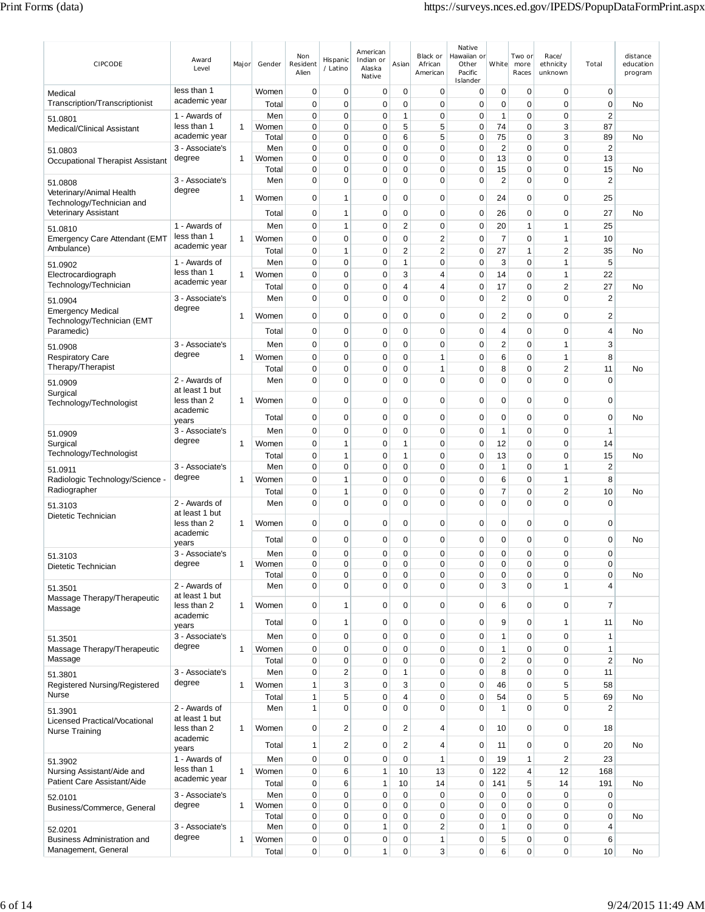| CIPCODE | Award Level | Major | Gender | Non Resident Alien | Hispanic / Latino | American Indian or Alaska Native | Asian | Black or African American | Native Hawaiian or Other Pacific Islander | White | Two or more Races | Race/ ethnicity unknown | Total | distance education program |
|---|---|---|---|---|---|---|---|---|---|---|---|---|---|---|
| Medical Transcription/Transcriptionist | less than 1 academic year | | Women | 0 | 0 | 0 | 0 | 0 | 0 | 0 | 0 | 0 | 0 | |
| | | | Total | 0 | 0 | 0 | 0 | 0 | 0 | 0 | 0 | 0 | 0 | No |
| 51.0801 Medical/Clinical Assistant | 1 - Awards of less than 1 academic year | 1 | Men | 0 | 0 | 0 | 1 | 0 | 0 | 1 | 0 | 0 | 2 | |
| | | | Women | 0 | 0 | 0 | 5 | 5 | 0 | 74 | 0 | 3 | 87 | |
| | | | Total | 0 | 0 | 0 | 6 | 5 | 0 | 75 | 0 | 3 | 89 | No |
| 51.0803 Occupational Therapist Assistant | 3 - Associate's degree | 1 | Men | 0 | 0 | 0 | 0 | 0 | 0 | 2 | 0 | 0 | 2 | |
| | | | Women | 0 | 0 | 0 | 0 | 0 | 0 | 13 | 0 | 0 | 13 | |
| | | | Total | 0 | 0 | 0 | 0 | 0 | 0 | 15 | 0 | 0 | 15 | No |
| 51.0808 Veterinary/Animal Health Technology/Technician and Veterinary Assistant | 3 - Associate's degree | 1 | Men | 0 | 0 | 0 | 0 | 0 | 0 | 2 | 0 | 0 | 2 | |
| | | | Women | 0 | 1 | 0 | 0 | 0 | 0 | 24 | 0 | 0 | 25 | |
| | | | Total | 0 | 1 | 0 | 0 | 0 | 0 | 26 | 0 | 0 | 27 | No |
| 51.0810 Emergency Care Attendant (EMT Ambulance) | 1 - Awards of less than 1 academic year | 1 | Men | 0 | 1 | 0 | 2 | 0 | 0 | 20 | 1 | 1 | 25 | |
| | | | Women | 0 | 0 | 0 | 0 | 2 | 0 | 7 | 0 | 1 | 10 | |
| | | | Total | 0 | 1 | 0 | 2 | 2 | 0 | 27 | 1 | 2 | 35 | No |
| 51.0902 Electrocardiograph Technology/Technician | 1 - Awards of less than 1 academic year | 1 | Men | 0 | 0 | 0 | 1 | 0 | 0 | 3 | 0 | 1 | 5 | |
| | | | Women | 0 | 0 | 0 | 3 | 4 | 0 | 14 | 0 | 1 | 22 | |
| | | | Total | 0 | 0 | 0 | 4 | 4 | 0 | 17 | 0 | 2 | 27 | No |
| 51.0904 Emergency Medical Technology/Technician (EMT Paramedic) | 3 - Associate's degree | 1 | Men | 0 | 0 | 0 | 0 | 0 | 0 | 2 | 0 | 0 | 2 | |
| | | | Women | 0 | 0 | 0 | 0 | 0 | 0 | 2 | 0 | 0 | 2 | |
| | | | Total | 0 | 0 | 0 | 0 | 0 | 0 | 4 | 0 | 0 | 4 | No |
| 51.0908 Respiratory Care Therapy/Therapist | 3 - Associate's degree | 1 | Men | 0 | 0 | 0 | 0 | 0 | 0 | 2 | 0 | 1 | 3 | |
| | | | Women | 0 | 0 | 0 | 0 | 1 | 0 | 6 | 0 | 1 | 8 | |
| | | | Total | 0 | 0 | 0 | 0 | 1 | 0 | 8 | 0 | 2 | 11 | No |
| 51.0909 Surgical Technology/Technologist | 2 - Awards of at least 1 but less than 2 academic years | 1 | Men | 0 | 0 | 0 | 0 | 0 | 0 | 0 | 0 | 0 | 0 | |
| | | | Women | 0 | 0 | 0 | 0 | 0 | 0 | 0 | 0 | 0 | 0 | |
| | | | Total | 0 | 0 | 0 | 0 | 0 | 0 | 0 | 0 | 0 | 0 | No |
| 51.0909 Surgical Technology/Technologist | 3 - Associate's degree | 1 | Men | 0 | 0 | 0 | 0 | 0 | 0 | 1 | 0 | 0 | 1 | |
| | | | Women | 0 | 1 | 0 | 1 | 0 | 0 | 12 | 0 | 0 | 14 | |
| | | | Total | 0 | 1 | 0 | 1 | 0 | 0 | 13 | 0 | 0 | 15 | No |
| 51.0911 Radiologic Technology/Science - Radiographer | 3 - Associate's degree | 1 | Men | 0 | 0 | 0 | 0 | 0 | 0 | 1 | 0 | 1 | 2 | |
| | | | Women | 0 | 1 | 0 | 0 | 0 | 0 | 6 | 0 | 1 | 8 | |
| | | | Total | 0 | 1 | 0 | 0 | 0 | 0 | 7 | 0 | 2 | 10 | No |
| 51.3103 Dietetic Technician | 2 - Awards of at least 1 but less than 2 academic years | 1 | Men | 0 | 0 | 0 | 0 | 0 | 0 | 0 | 0 | 0 | 0 | |
| | | | Women | 0 | 0 | 0 | 0 | 0 | 0 | 0 | 0 | 0 | 0 | |
| | | | Total | 0 | 0 | 0 | 0 | 0 | 0 | 0 | 0 | 0 | 0 | No |
| 51.3103 Dietetic Technician | 3 - Associate's degree | 1 | Men | 0 | 0 | 0 | 0 | 0 | 0 | 0 | 0 | 0 | 0 | |
| | | | Women | 0 | 0 | 0 | 0 | 0 | 0 | 0 | 0 | 0 | 0 | |
| | | | Total | 0 | 0 | 0 | 0 | 0 | 0 | 0 | 0 | 0 | 0 | No |
| 51.3501 Massage Therapy/Therapeutic Massage | 2 - Awards of at least 1 but less than 2 academic years | 1 | Men | 0 | 0 | 0 | 0 | 0 | 0 | 3 | 0 | 1 | 4 | |
| | | | Women | 0 | 1 | 0 | 0 | 0 | 0 | 6 | 0 | 0 | 7 | |
| | | | Total | 0 | 1 | 0 | 0 | 0 | 0 | 9 | 0 | 1 | 11 | No |
| 51.3501 Massage Therapy/Therapeutic Massage | 3 - Associate's degree | 1 | Men | 0 | 0 | 0 | 0 | 0 | 0 | 1 | 0 | 0 | 1 | |
| | | | Women | 0 | 0 | 0 | 0 | 0 | 0 | 1 | 0 | 0 | 1 | |
| | | | Total | 0 | 0 | 0 | 0 | 0 | 0 | 2 | 0 | 0 | 2 | No |
| 51.3801 Registered Nursing/Registered Nurse | 3 - Associate's degree | 1 | Men | 0 | 2 | 0 | 1 | 0 | 0 | 8 | 0 | 0 | 11 | |
| | | | Women | 1 | 3 | 0 | 3 | 0 | 0 | 46 | 0 | 5 | 58 | |
| | | | Total | 1 | 5 | 0 | 4 | 0 | 0 | 54 | 0 | 5 | 69 | No |
| 51.3901 Licensed Practical/Vocational Nurse Training | 2 - Awards of at least 1 but less than 2 academic years | 1 | Men | 1 | 0 | 0 | 0 | 0 | 0 | 1 | 0 | 0 | 2 | |
| | | | Women | 0 | 2 | 0 | 2 | 4 | 0 | 10 | 0 | 0 | 18 | |
| | | | Total | 1 | 2 | 0 | 2 | 4 | 0 | 11 | 0 | 0 | 20 | No |
| 51.3902 Nursing Assistant/Aide and Patient Care Assistant/Aide | 1 - Awards of less than 1 academic year | 1 | Men | 0 | 0 | 0 | 0 | 1 | 0 | 19 | 1 | 2 | 23 | |
| | | | Women | 0 | 6 | 1 | 10 | 13 | 0 | 122 | 4 | 12 | 168 | |
| | | | Total | 0 | 6 | 1 | 10 | 14 | 0 | 141 | 5 | 14 | 191 | No |
| 52.0101 Business/Commerce, General | 3 - Associate's degree | 1 | Men | 0 | 0 | 0 | 0 | 0 | 0 | 0 | 0 | 0 | 0 | |
| | | | Women | 0 | 0 | 0 | 0 | 0 | 0 | 0 | 0 | 0 | 0 | |
| | | | Total | 0 | 0 | 0 | 0 | 0 | 0 | 0 | 0 | 0 | 0 | No |
| 52.0201 Business Administration and Management, General | 3 - Associate's degree | 1 | Men | 0 | 0 | 1 | 0 | 2 | 0 | 1 | 0 | 0 | 4 | |
| | | | Women | 0 | 0 | 0 | 0 | 1 | 0 | 5 | 0 | 0 | 6 | |
| | | | Total | 0 | 0 | 1 | 0 | 3 | 0 | 6 | 0 | 0 | 10 | No |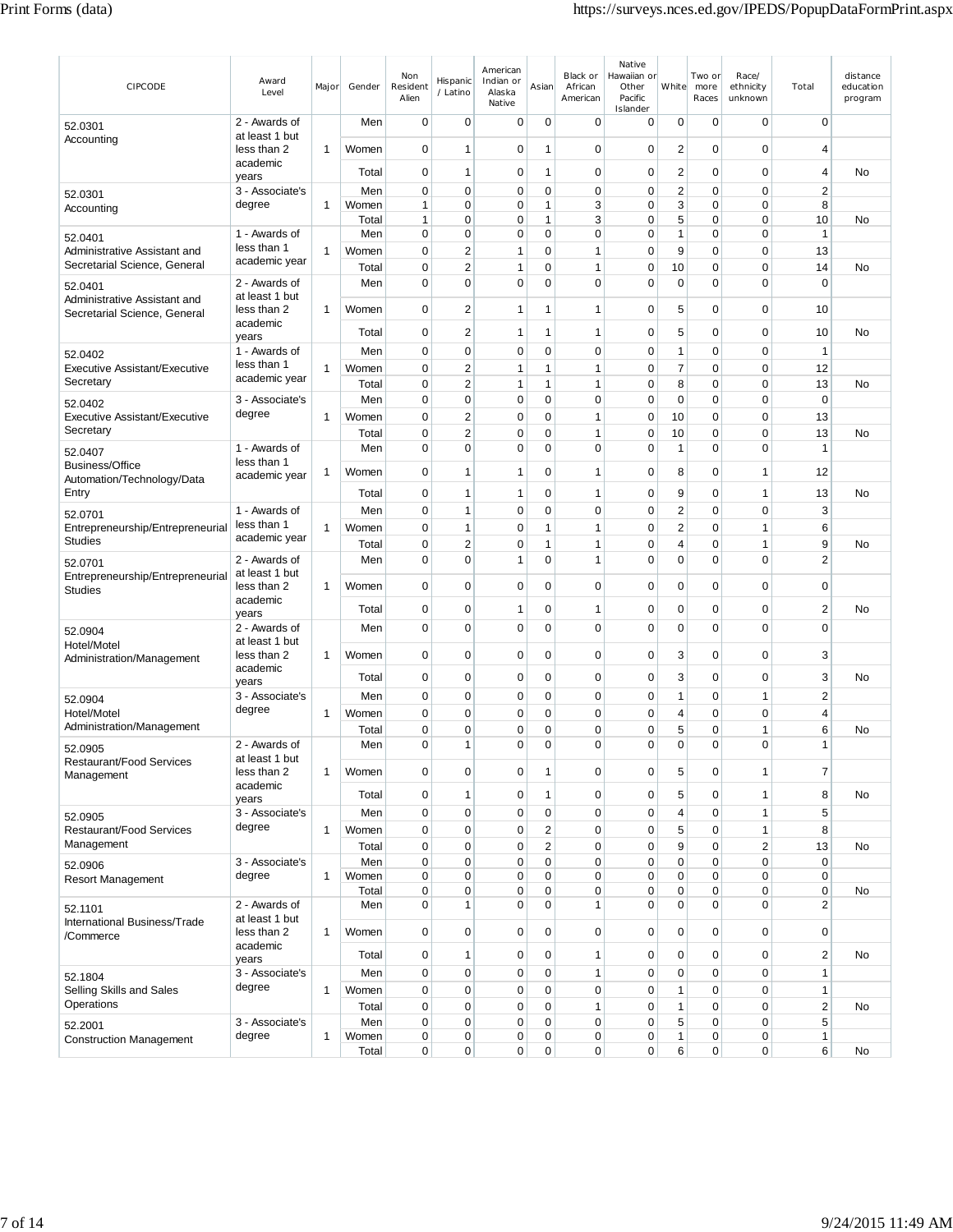| CIPCODE | Award Level | Major | Gender | Non Resident Alien | Hispanic / Latino | American Indian or Alaska Native | Asian | Black or African American | Native Hawaiian or Other Pacific Islander | White | Two or more Races | Race/ ethnicity unknown | Total | distance education program |
|---|---|---|---|---|---|---|---|---|---|---|---|---|---|---|
| 52.0301 Accounting | 2 - Awards of at least 1 but less than 2 academic years | 1 | Men | 0 | 0 | 0 | 0 | 0 | 0 | 0 | 0 | 0 | 0 | |
| | | | Women | 0 | 1 | 0 | 1 | 0 | 0 | 2 | 0 | 0 | 4 | |
| | | | Total | 0 | 1 | 0 | 1 | 0 | 0 | 2 | 0 | 0 | 4 | No |
| 52.0301 Accounting | 3 - Associate's degree | 1 | Men | 0 | 0 | 0 | 0 | 0 | 0 | 2 | 0 | 0 | 2 | |
| | | | Women | 1 | 0 | 0 | 1 | 3 | 0 | 3 | 0 | 0 | 8 | |
| | | | Total | 1 | 0 | 0 | 1 | 3 | 0 | 5 | 0 | 0 | 10 | No |
| 52.0401 Administrative Assistant and Secretarial Science, General | 1 - Awards of less than 1 academic year | 1 | Men | 0 | 0 | 0 | 0 | 0 | 0 | 1 | 0 | 0 | 1 | |
| | | | Women | 0 | 2 | 1 | 0 | 1 | 0 | 9 | 0 | 0 | 13 | |
| | | | Total | 0 | 2 | 1 | 0 | 1 | 0 | 10 | 0 | 0 | 14 | No |
| 52.0401 Administrative Assistant and Secretarial Science, General | 2 - Awards of at least 1 but less than 2 academic years | 1 | Men | 0 | 0 | 0 | 0 | 0 | 0 | 0 | 0 | 0 | 0 | |
| | | | Women | 0 | 2 | 1 | 1 | 1 | 0 | 5 | 0 | 0 | 10 | |
| | | | Total | 0 | 2 | 1 | 1 | 1 | 0 | 5 | 0 | 0 | 10 | No |
| 52.0402 Executive Assistant/Executive Secretary | 1 - Awards of less than 1 academic year | 1 | Men | 0 | 0 | 0 | 0 | 0 | 0 | 1 | 0 | 0 | 1 | |
| | | | Women | 0 | 2 | 1 | 1 | 1 | 0 | 7 | 0 | 0 | 12 | |
| | | | Total | 0 | 2 | 1 | 1 | 1 | 0 | 8 | 0 | 0 | 13 | No |
| 52.0402 Executive Assistant/Executive Secretary | 3 - Associate's degree | 1 | Men | 0 | 0 | 0 | 0 | 0 | 0 | 0 | 0 | 0 | 0 | |
| | | | Women | 0 | 2 | 0 | 0 | 1 | 0 | 10 | 0 | 0 | 13 | |
| | | | Total | 0 | 2 | 0 | 0 | 1 | 0 | 10 | 0 | 0 | 13 | No |
| 52.0407 Business/Office Automation/Technology/Data Entry | 1 - Awards of less than 1 academic year | 1 | Men | 0 | 0 | 0 | 0 | 0 | 0 | 1 | 0 | 0 | 1 | |
| | | | Women | 0 | 1 | 1 | 0 | 1 | 0 | 8 | 0 | 1 | 12 | |
| | | | Total | 0 | 1 | 1 | 0 | 1 | 0 | 9 | 0 | 1 | 13 | No |
| 52.0701 Entrepreneurship/Entrepreneurial Studies | 1 - Awards of less than 1 academic year | 1 | Men | 0 | 1 | 0 | 0 | 0 | 0 | 2 | 0 | 0 | 3 | |
| | | | Women | 0 | 1 | 0 | 1 | 1 | 0 | 2 | 0 | 1 | 6 | |
| | | | Total | 0 | 2 | 0 | 1 | 1 | 0 | 4 | 0 | 1 | 9 | No |
| 52.0701 Entrepreneurship/Entrepreneurial Studies | 2 - Awards of at least 1 but less than 2 academic years | 1 | Men | 0 | 0 | 1 | 0 | 1 | 0 | 0 | 0 | 0 | 2 | |
| | | | Women | 0 | 0 | 0 | 0 | 0 | 0 | 0 | 0 | 0 | 0 | |
| | | | Total | 0 | 0 | 1 | 0 | 1 | 0 | 0 | 0 | 0 | 2 | No |
| 52.0904 Hotel/Motel Administration/Management | 2 - Awards of at least 1 but less than 2 academic years | 1 | Men | 0 | 0 | 0 | 0 | 0 | 0 | 0 | 0 | 0 | 0 | |
| | | | Women | 0 | 0 | 0 | 0 | 0 | 0 | 3 | 0 | 0 | 3 | |
| | | | Total | 0 | 0 | 0 | 0 | 0 | 0 | 3 | 0 | 0 | 3 | No |
| 52.0904 Hotel/Motel Administration/Management | 3 - Associate's degree | 1 | Men | 0 | 0 | 0 | 0 | 0 | 0 | 1 | 0 | 1 | 2 | |
| | | | Women | 0 | 0 | 0 | 0 | 0 | 0 | 4 | 0 | 0 | 4 | |
| | | | Total | 0 | 0 | 0 | 0 | 0 | 0 | 5 | 0 | 1 | 6 | No |
| 52.0905 Restaurant/Food Services Management | 2 - Awards of at least 1 but less than 2 academic years | 1 | Men | 0 | 1 | 0 | 0 | 0 | 0 | 0 | 0 | 0 | 1 | |
| | | | Women | 0 | 0 | 0 | 1 | 0 | 0 | 5 | 0 | 1 | 7 | |
| | | | Total | 0 | 1 | 0 | 1 | 0 | 0 | 5 | 0 | 1 | 8 | No |
| 52.0905 Restaurant/Food Services Management | 3 - Associate's degree | 1 | Men | 0 | 0 | 0 | 0 | 0 | 0 | 4 | 0 | 1 | 5 | |
| | | | Women | 0 | 0 | 0 | 2 | 0 | 0 | 5 | 0 | 1 | 8 | |
| | | | Total | 0 | 0 | 0 | 2 | 0 | 0 | 9 | 0 | 2 | 13 | No |
| 52.0906 Resort Management | 3 - Associate's degree | 1 | Men | 0 | 0 | 0 | 0 | 0 | 0 | 0 | 0 | 0 | 0 | |
| | | | Women | 0 | 0 | 0 | 0 | 0 | 0 | 0 | 0 | 0 | 0 | |
| | | | Total | 0 | 0 | 0 | 0 | 0 | 0 | 0 | 0 | 0 | 0 | No |
| 52.1101 International Business/Trade /Commerce | 2 - Awards of at least 1 but less than 2 academic years | 1 | Men | 0 | 1 | 0 | 0 | 1 | 0 | 0 | 0 | 0 | 2 | |
| | | | Women | 0 | 0 | 0 | 0 | 0 | 0 | 0 | 0 | 0 | 0 | |
| | | | Total | 0 | 1 | 0 | 0 | 1 | 0 | 0 | 0 | 0 | 2 | No |
| 52.1804 Selling Skills and Sales Operations | 3 - Associate's degree | 1 | Men | 0 | 0 | 0 | 0 | 1 | 0 | 0 | 0 | 0 | 1 | |
| | | | Women | 0 | 0 | 0 | 0 | 0 | 0 | 1 | 0 | 0 | 1 | |
| | | | Total | 0 | 0 | 0 | 0 | 1 | 0 | 1 | 0 | 0 | 2 | No |
| 52.2001 Construction Management | 3 - Associate's degree | 1 | Men | 0 | 0 | 0 | 0 | 0 | 0 | 5 | 0 | 0 | 5 | |
| | | | Women | 0 | 0 | 0 | 0 | 0 | 0 | 1 | 0 | 0 | 1 | |
| | | | Total | 0 | 0 | 0 | 0 | 0 | 0 | 6 | 0 | 0 | 6 | No |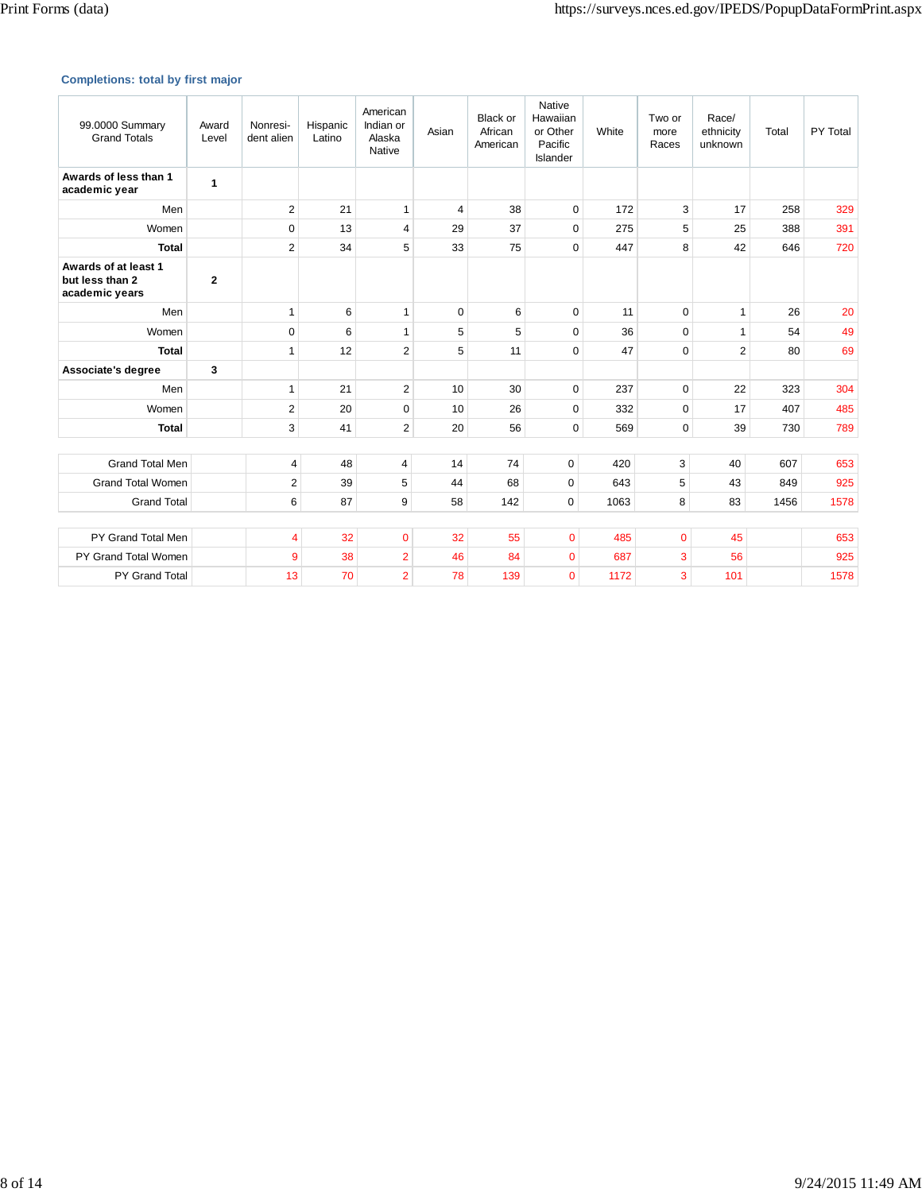### Completions: total by first major

| 99.0000 Summary Grand Totals | Award Level | Nonresident alien | Hispanic Latino | American Indian or Alaska Native | Asian | Black or African American | Native Hawaiian or Other Pacific Islander | White | Two or more Races | Race/ ethnicity unknown | Total | PY Total |
|---|---|---|---|---|---|---|---|---|---|---|---|---|
| **Awards of less than 1 academic year** | **1** | | | | | | | | | | | |
| Men | | 2 | 21 | 1 | 4 | 38 | 0 | 172 | 3 | 17 | 258 | 329 |
| Women | | 0 | 13 | 4 | 29 | 37 | 0 | 275 | 5 | 25 | 388 | 391 |
| **Total** | | 2 | 34 | 5 | 33 | 75 | 0 | 447 | 8 | 42 | 646 | 720 |
| **Awards of at least 1 but less than 2 academic years** | **2** | | | | | | | | | | | |
| Men | | 1 | 6 | 1 | 0 | 6 | 0 | 11 | 0 | 1 | 26 | 20 |
| Women | | 0 | 6 | 1 | 5 | 5 | 0 | 36 | 0 | 1 | 54 | 49 |
| **Total** | | 1 | 12 | 2 | 5 | 11 | 0 | 47 | 0 | 2 | 80 | 69 |
| **Associate's degree** | **3** | | | | | | | | | | | |
| Men | | 1 | 21 | 2 | 10 | 30 | 0 | 237 | 0 | 22 | 323 | 304 |
| Women | | 2 | 20 | 0 | 10 | 26 | 0 | 332 | 0 | 17 | 407 | 485 |
| **Total** | | 3 | 41 | 2 | 20 | 56 | 0 | 569 | 0 | 39 | 730 | 789 |

| | | | | | | | | | | | | |
|---|---|---|---|---|---|---|---|---|---|---|---|---|
| Grand Total Men | | 4 | 48 | 4 | 14 | 74 | 0 | 420 | 3 | 40 | 607 | 653 |
| Grand Total Women | | 2 | 39 | 5 | 44 | 68 | 0 | 643 | 5 | 43 | 849 | 925 |
| Grand Total | | 6 | 87 | 9 | 58 | 142 | 0 | 1063 | 8 | 83 | 1456 | 1578 |

| | | | | | | | | | | | | |
|---|---|---|---|---|---|---|---|---|---|---|---|---|
| PY Grand Total Men | | 4 | 32 | 0 | 32 | 55 | 0 | 485 | 0 | 45 | | 653 |
| PY Grand Total Women | | 9 | 38 | 2 | 46 | 84 | 0 | 687 | 3 | 56 | | 925 |
| PY Grand Total | | 13 | 70 | 2 | 78 | 139 | 0 | 1172 | 3 | 101 | | 1578 |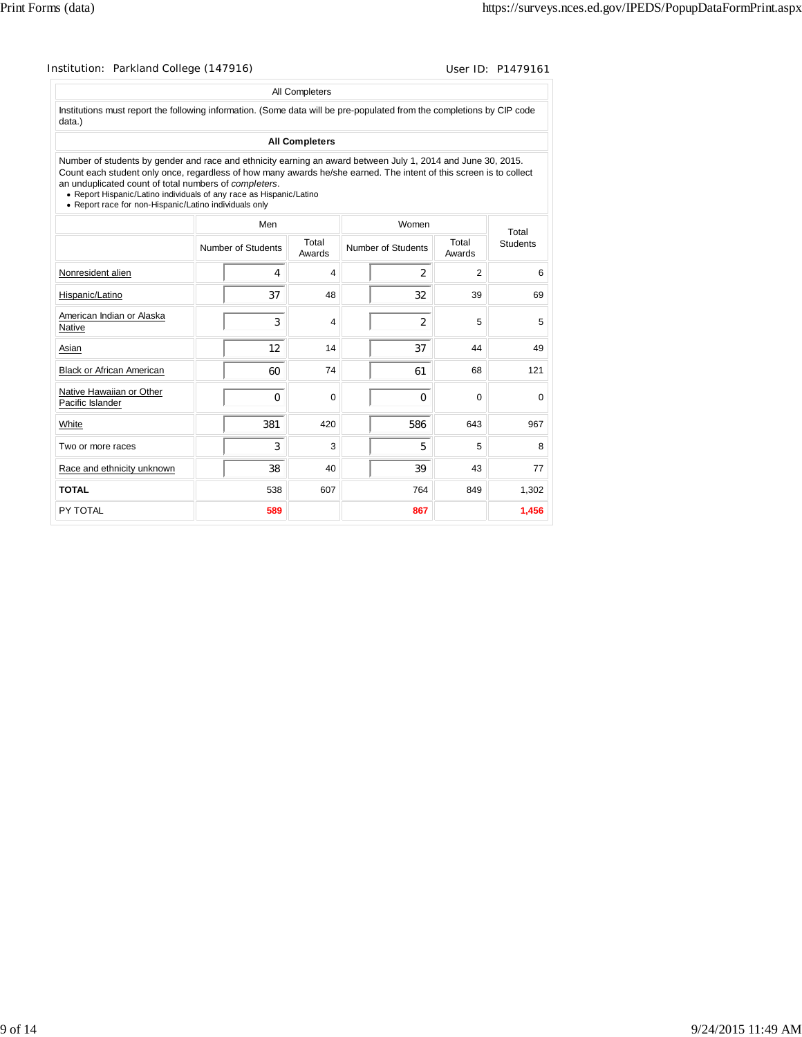Institution: Parkland College (147916) User ID: P1479161

All Completers

Institutions must report the following information. (Some data will be pre-populated from the completions by CIP code data.)

**All Completers**

Number of students by gender and race and ethnicity earning an award between July 1, 2014 and June 30, 2015. Count each student only once, regardless of how many awards he/she earned. The intent of this screen is to collect an unduplicated count of total numbers of *completers*.

- Report Hispanic/Latino individuals of any race as Hispanic/Latino
- Report race for non-Hispanic/Latino individuals only

| | Men | | Women | | Total Students |
|---|---|---|---|---|---|
| | Number of Students | Total Awards | Number of Students | Total Awards | |
| Nonresident alien | 4 | 4 | 2 | 2 | 6 |
| Hispanic/Latino | 37 | 48 | 32 | 39 | 69 |
| American Indian or Alaska Native | 3 | 4 | 2 | 5 | 5 |
| Asian | 12 | 14 | 37 | 44 | 49 |
| Black or African American | 60 | 74 | 61 | 68 | 121 |
| Native Hawaiian or Other Pacific Islander | 0 | 0 | 0 | 0 | 0 |
| White | 381 | 420 | 586 | 643 | 967 |
| Two or more races | 3 | 3 | 5 | 5 | 8 |
| Race and ethnicity unknown | 38 | 40 | 39 | 43 | 77 |
| **TOTAL** | 538 | 607 | 764 | 849 | 1,302 |
| PY TOTAL | **589** | | **867** | | **1,456** |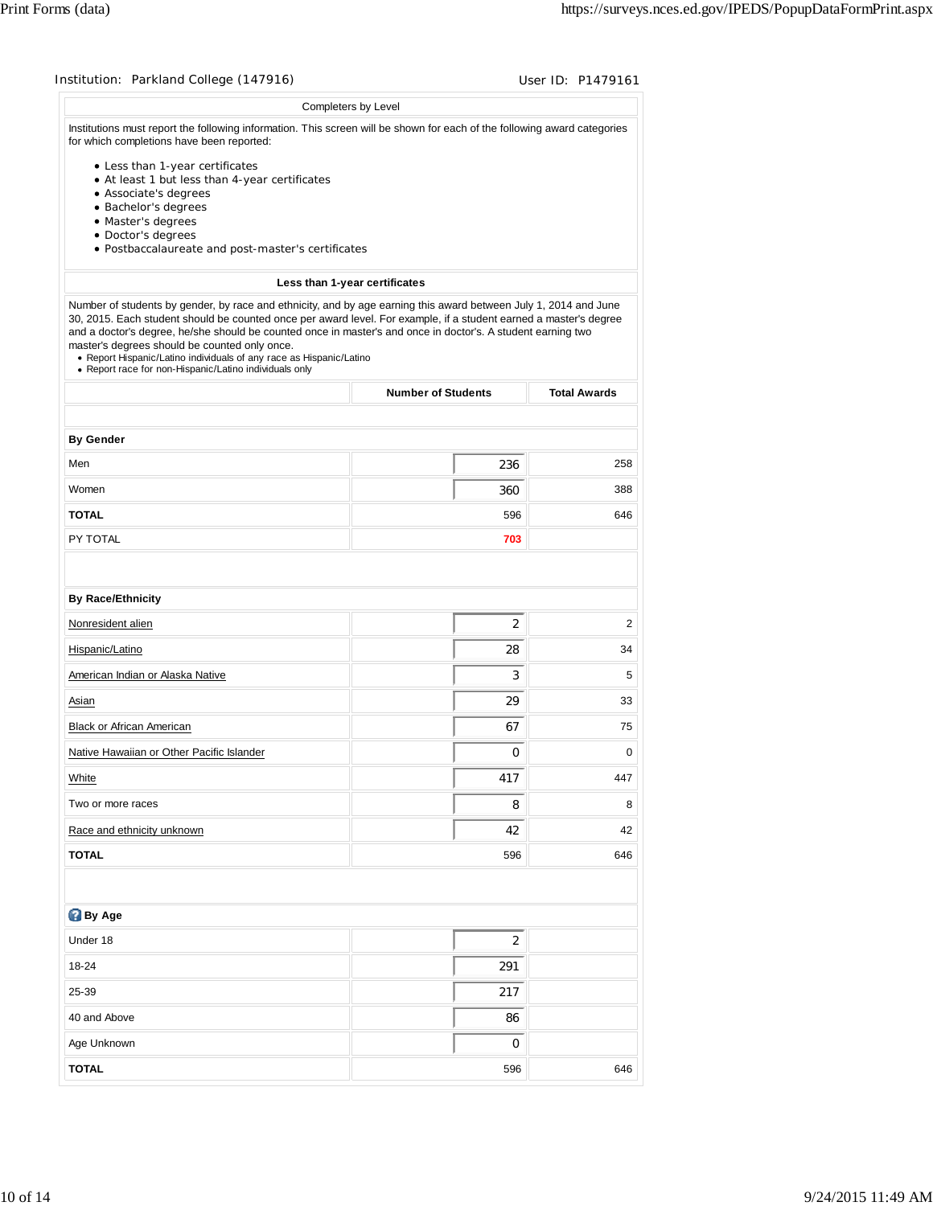Institution: Parkland College (147916) User ID: P1479161

## Completers by Level

Institutions must report the following information. This screen will be shown for each of the following award categories for which completions have been reported:

- Less than 1-year certificates
- At least 1 but less than 4-year certificates
- Associate's degrees
- Bachelor's degrees
- Master's degrees
- Doctor's degrees
- Postbaccalaureate and post-master's certificates

### Less than 1-year certificates

Number of students by gender, by race and ethnicity, and by age earning this award between July 1, 2014 and June 30, 2015. Each student should be counted once per award level. For example, if a student earned a master's degree and a doctor's degree, he/she should be counted once in master's and once in doctor's. A student earning two master's degrees should be counted only once.

- Report Hispanic/Latino individuals of any race as Hispanic/Latino
- Report race for non-Hispanic/Latino individuals only

| | Number of Students | Total Awards |
|---|---|---|
| **By Gender** | | |
| Men | 236 | 258 |
| Women | 360 | 388 |
| **TOTAL** | 596 | 646 |
| PY TOTAL | 703 | |
| **By Race/Ethnicity** | | |
| Nonresident alien | 2 | 2 |
| Hispanic/Latino | 28 | 34 |
| American Indian or Alaska Native | 3 | 5 |
| Asian | 29 | 33 |
| Black or African American | 67 | 75 |
| Native Hawaiian or Other Pacific Islander | 0 | 0 |
| White | 417 | 447 |
| Two or more races | 8 | 8 |
| Race and ethnicity unknown | 42 | 42 |
| **TOTAL** | 596 | 646 |
| **By Age** | | |
| Under 18 | 2 | |
| 18-24 | 291 | |
| 25-39 | 217 | |
| 40 and Above | 86 | |
| Age Unknown | 0 | |
| **TOTAL** | 596 | 646 |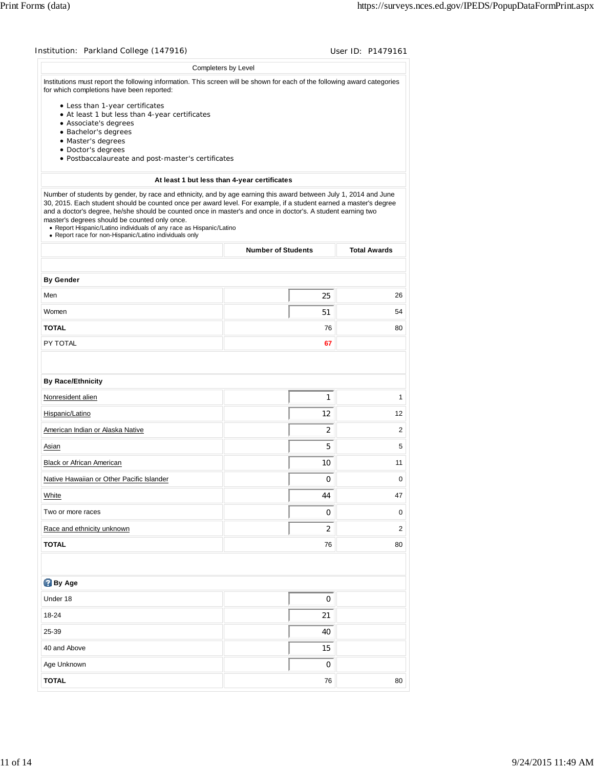Institution: Parkland College (147916) User ID: P1479161

## Completers by Level

Institutions must report the following information. This screen will be shown for each of the following award categories for which completions have been reported:

- Less than 1-year certificates
- At least 1 but less than 4-year certificates
- Associate's degrees
- Bachelor's degrees
- Master's degrees
- Doctor's degrees
- Postbaccalaureate and post-master's certificates

### At least 1 but less than 4-year certificates

Number of students by gender, by race and ethnicity, and by age earning this award between July 1, 2014 and June 30, 2015. Each student should be counted once per award level. For example, if a student earned a master's degree and a doctor's degree, he/she should be counted once in master's and once in doctor's. A student earning two master's degrees should be counted only once.

- Report Hispanic/Latino individuals of any race as Hispanic/Latino
- Report race for non-Hispanic/Latino individuals only

| | Number of Students | Total Awards |
|---|---|---|
| **By Gender** | | |
| Men | 25 | 26 |
| Women | 51 | 54 |
| **TOTAL** | 76 | 80 |
| PY TOTAL | **67** | |
| **By Race/Ethnicity** | | |
| Nonresident alien | 1 | 1 |
| Hispanic/Latino | 12 | 12 |
| American Indian or Alaska Native | 2 | 2 |
| Asian | 5 | 5 |
| Black or African American | 10 | 11 |
| Native Hawaiian or Other Pacific Islander | 0 | 0 |
| White | 44 | 47 |
| Two or more races | 0 | 0 |
| Race and ethnicity unknown | 2 | 2 |
| **TOTAL** | 76 | 80 |
| **By Age** | | |
| Under 18 | 0 | |
| 18-24 | 21 | |
| 25-39 | 40 | |
| 40 and Above | 15 | |
| Age Unknown | 0 | |
| **TOTAL** | 76 | 80 |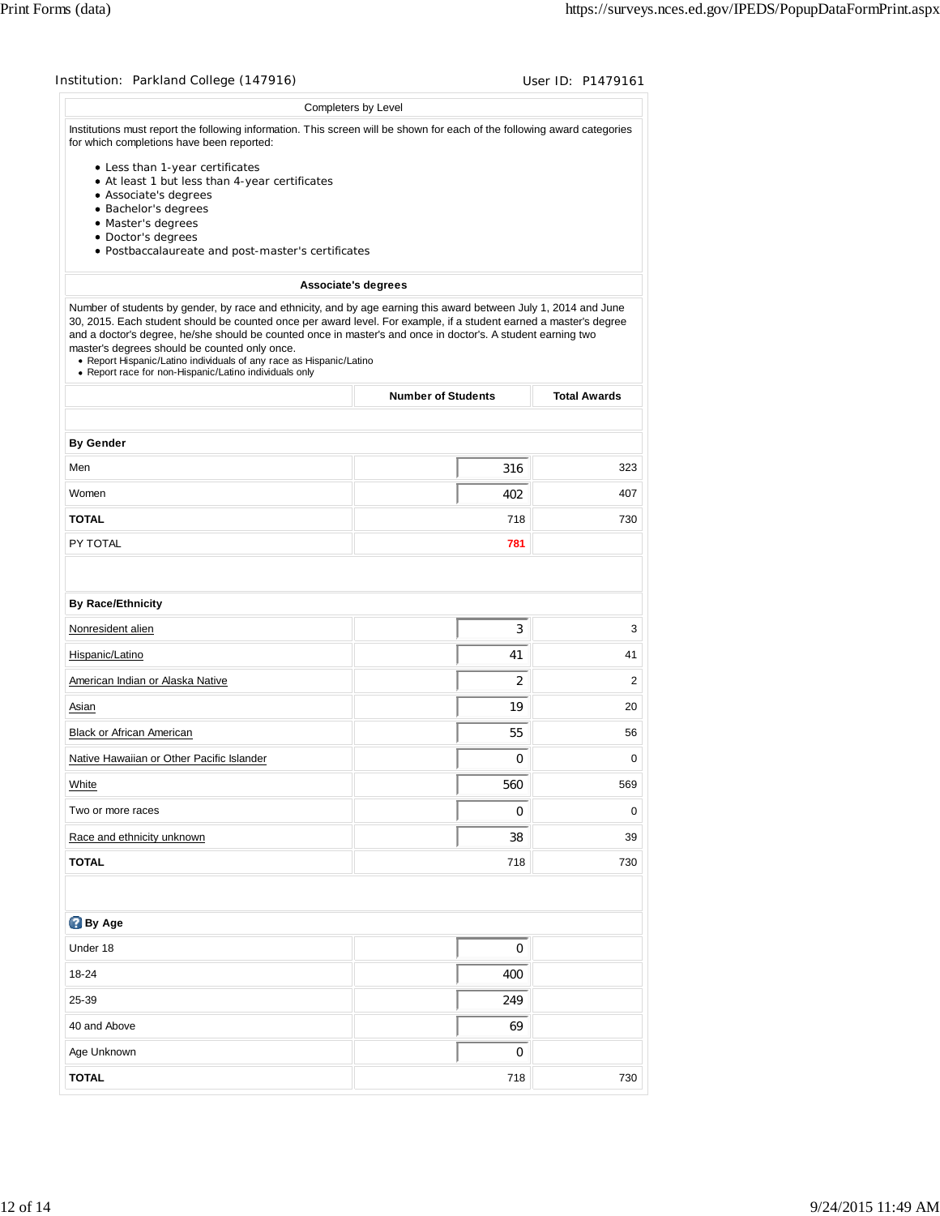Institution: Parkland College (147916) User ID: P1479161

Completers by Level

Institutions must report the following information. This screen will be shown for each of the following award categories for which completions have been reported:

- Less than 1-year certificates
- At least 1 but less than 4-year certificates
- Associate's degrees
- Bachelor's degrees
- Master's degrees
- Doctor's degrees
- Postbaccalaureate and post-master's certificates

**Associate's degrees**

Number of students by gender, by race and ethnicity, and by age earning this award between July 1, 2014 and June 30, 2015. Each student should be counted once per award level. For example, if a student earned a master's degree and a doctor's degree, he/she should be counted once in master's and once in doctor's. A student earning two master's degrees should be counted only once.

- Report Hispanic/Latino individuals of any race as Hispanic/Latino
- Report race for non-Hispanic/Latino individuals only

| | Number of Students | Total Awards |
|---|---|---|
| **By Gender** | | |
| Men | 316 | 323 |
| Women | 402 | 407 |
| **TOTAL** | 718 | 730 |
| PY TOTAL | 781 | |
| **By Race/Ethnicity** | | |
| Nonresident alien | 3 | 3 |
| Hispanic/Latino | 41 | 41 |
| American Indian or Alaska Native | 2 | 2 |
| Asian | 19 | 20 |
| Black or African American | 55 | 56 |
| Native Hawaiian or Other Pacific Islander | 0 | 0 |
| White | 560 | 569 |
| Two or more races | 0 | 0 |
| Race and ethnicity unknown | 38 | 39 |
| **TOTAL** | 718 | 730 |
| **By Age** | | |
| Under 18 | 0 | |
| 18-24 | 400 | |
| 25-39 | 249 | |
| 40 and Above | 69 | |
| Age Unknown | 0 | |
| **TOTAL** | 718 | 730 |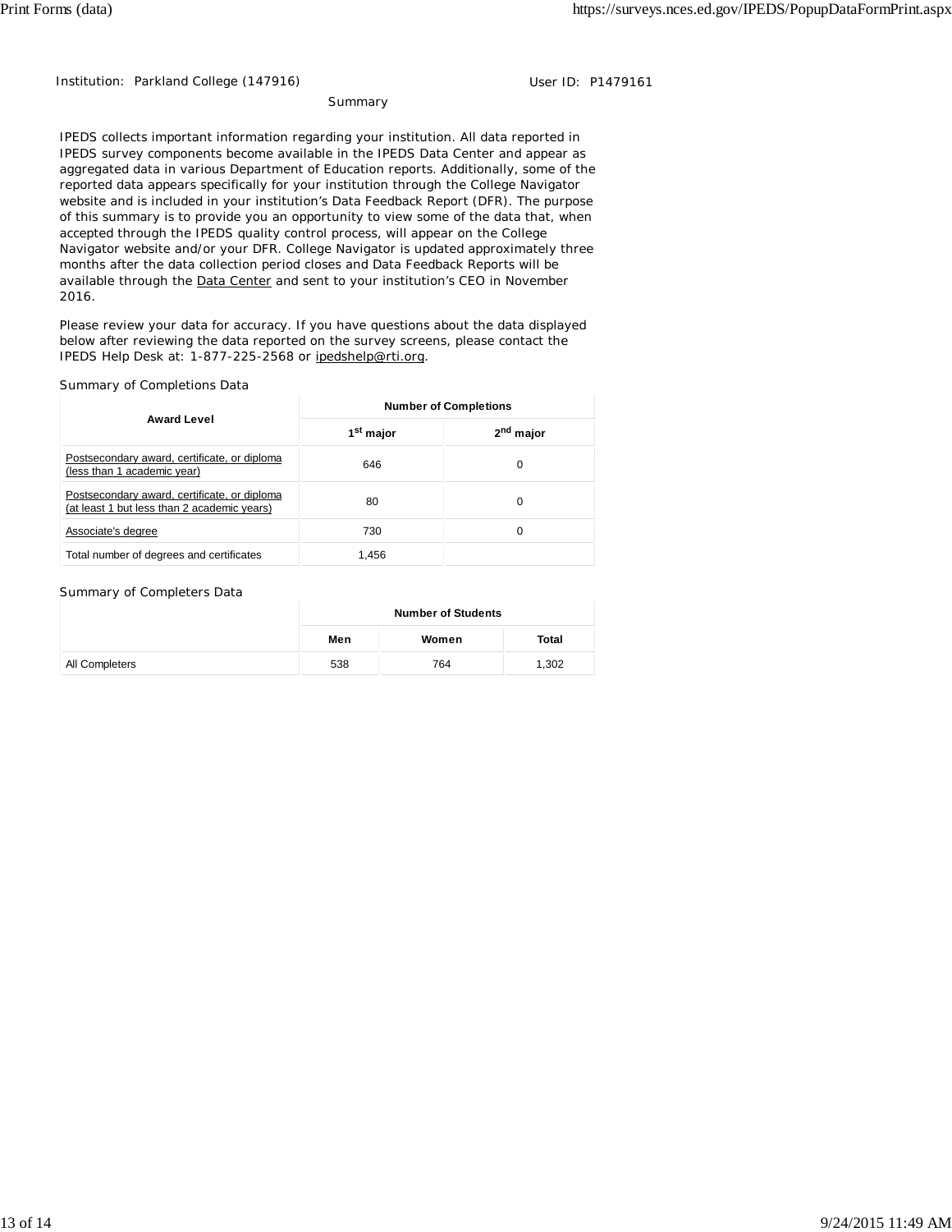Institution: Parkland College (147916)

User ID: P1479161

## Summary

IPEDS collects important information regarding your institution. All data reported in IPEDS survey components become available in the IPEDS Data Center and appear as aggregated data in various Department of Education reports. Additionally, some of the reported data appears specifically for your institution through the College Navigator website and is included in your institution's Data Feedback Report (DFR). The purpose of this summary is to provide you an opportunity to view some of the data that, when accepted through the IPEDS quality control process, will appear on the College Navigator website and/or your DFR. College Navigator is updated approximately three months after the data collection period closes and Data Feedback Reports will be available through the Data Center and sent to your institution's CEO in November 2016.

Please review your data for accuracy. If you have questions about the data displayed below after reviewing the data reported on the survey screens, please contact the IPEDS Help Desk at: 1-877-225-2568 or ipedshelp@rti.org.

### Summary of Completions Data

| Award Level | Number of Completions | |
|---|---|---|
| | 1st major | 2nd major |
| Postsecondary award, certificate, or diploma (less than 1 academic year) | 646 | 0 |
| Postsecondary award, certificate, or diploma (at least 1 but less than 2 academic years) | 80 | 0 |
| Associate's degree | 730 | 0 |
| Total number of degrees and certificates | 1,456 | |

### Summary of Completers Data

| | Number of Students | | |
|---|---|---|---|
| | Men | Women | Total |
| All Completers | 538 | 764 | 1,302 |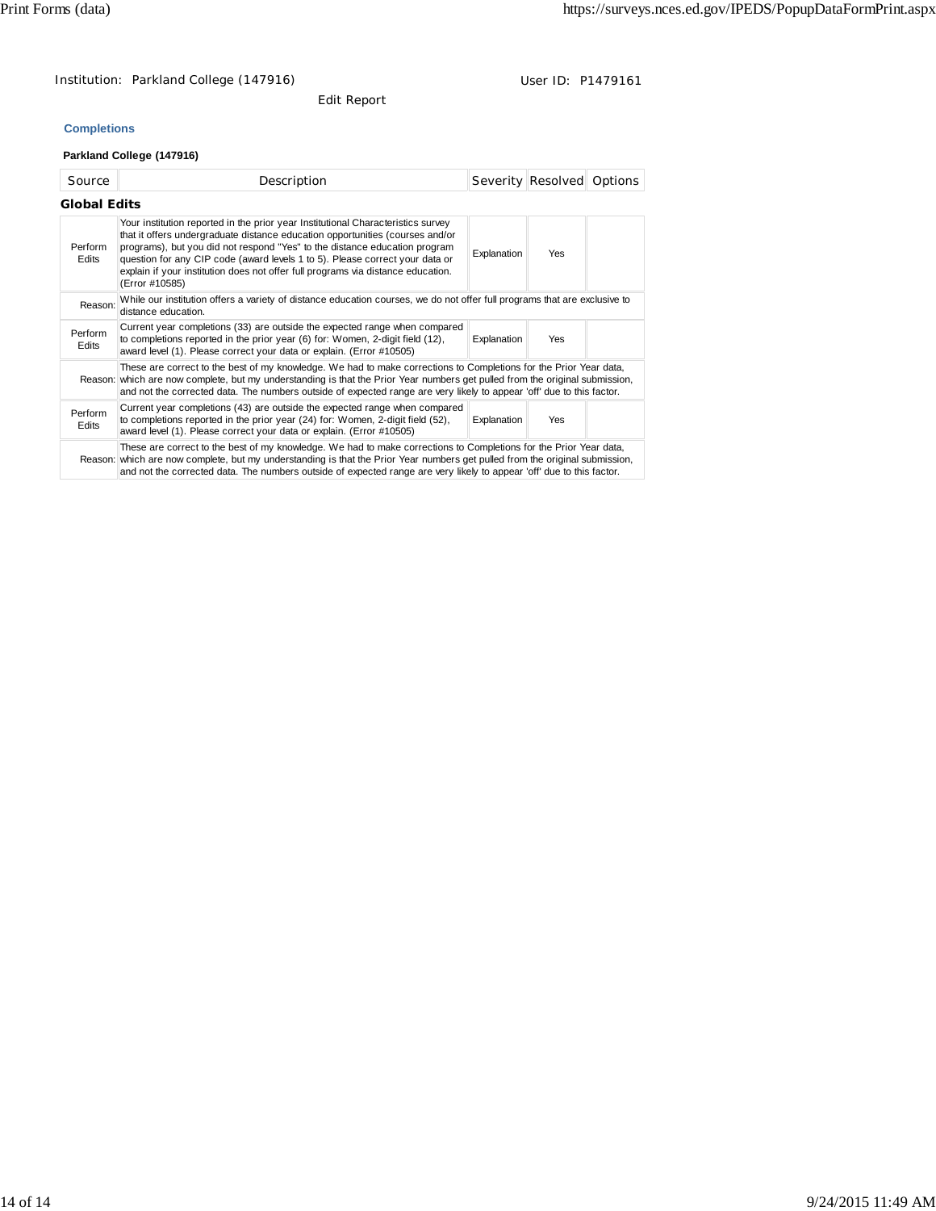Institution: Parkland College (147916)

User ID: P1479161

Edit Report

### Completions

**Parkland College (147916)**

| Source | Description | Severity | Resolved | Options |
|---|---|---|---|---|
| **Global Edits** | | | | |
| Perform Edits | Your institution reported in the prior year Institutional Characteristics survey that it offers undergraduate distance education opportunities (courses and/or programs), but you did not respond "Yes" to the distance education program question for any CIP code (award levels 1 to 5). Please correct your data or explain if your institution does not offer full programs via distance education. (Error #10585) | Explanation | Yes | |
| Reason: | While our institution offers a variety of distance education courses, we do not offer full programs that are exclusive to distance education. | | | |
| Perform Edits | Current year completions (33) are outside the expected range when compared to completions reported in the prior year (6) for: Women, 2-digit field (12), award level (1). Please correct your data or explain. (Error #10505) | Explanation | Yes | |
| Reason: | These are correct to the best of my knowledge. We had to make corrections to Completions for the Prior Year data, which are now complete, but my understanding is that the Prior Year numbers get pulled from the original submission, and not the corrected data. The numbers outside of expected range are very likely to appear 'off' due to this factor. | | | |
| Perform Edits | Current year completions (43) are outside the expected range when compared to completions reported in the prior year (24) for: Women, 2-digit field (52), award level (1). Please correct your data or explain. (Error #10505) | Explanation | Yes | |
| Reason: | These are correct to the best of my knowledge. We had to make corrections to Completions for the Prior Year data, which are now complete, but my understanding is that the Prior Year numbers get pulled from the original submission, and not the corrected data. The numbers outside of expected range are very likely to appear 'off' due to this factor. | | | |